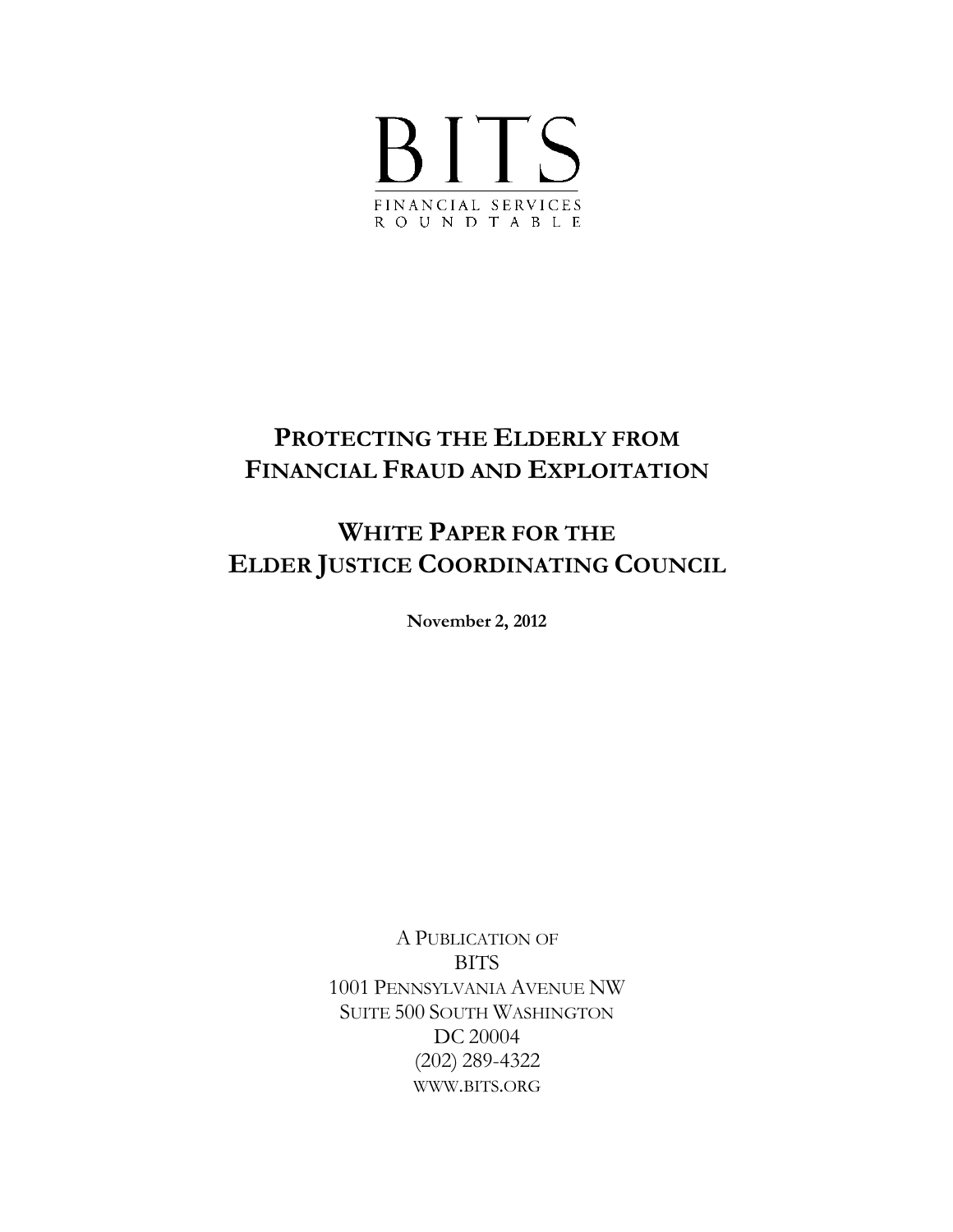# BITS

FINANCIAL SERVICES
ROUNDTABLE

# PROTECTING THE ELDERLY FROM FINANCIAL FRAUD AND EXPLOITATION

# WHITE PAPER FOR THE ELDER JUSTICE COORDINATING COUNCIL

**November 2, 2012**

A PUBLICATION OF
BITS
1001 PENNSYLVANIA AVENUE NW
SUITE 500 SOUTH WASHINGTON
DC 20004
(202) 289-4322
WWW.BITS.ORG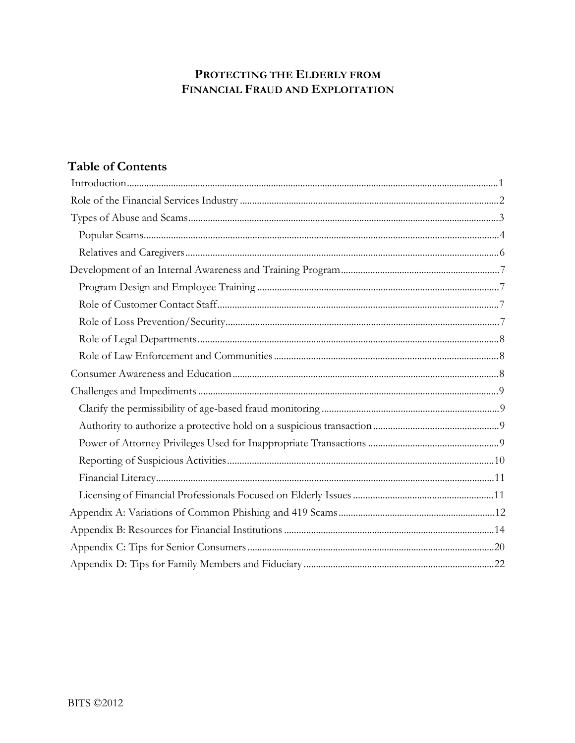# PROTECTING THE ELDERLY FROM FINANCIAL FRAUD AND EXPLOITATION

## Table of Contents

- Introduction ........ 1
- Role of the Financial Services Industry ........ 2
- Types of Abuse and Scams ........ 3
  - Popular Scams ........ 4
  - Relatives and Caregivers ........ 6
- Development of an Internal Awareness and Training Program ........ 7
  - Program Design and Employee Training ........ 7
  - Role of Customer Contact Staff ........ 7
  - Role of Loss Prevention/Security ........ 7
  - Role of Legal Departments ........ 8
  - Role of Law Enforcement and Communities ........ 8
- Consumer Awareness and Education ........ 8
- Challenges and Impediments ........ 9
  - Clarify the permissibility of age-based fraud monitoring ........ 9
  - Authority to authorize a protective hold on a suspicious transaction ........ 9
  - Power of Attorney Privileges Used for Inappropriate Transactions ........ 9
  - Reporting of Suspicious Activities ........ 10
  - Financial Literacy ........ 11
  - Licensing of Financial Professionals Focused on Elderly Issues ........ 11
- Appendix A: Variations of Common Phishing and 419 Scams ........ 12
- Appendix B: Resources for Financial Institutions ........ 14
- Appendix C: Tips for Senior Consumers ........ 20
- Appendix D: Tips for Family Members and Fiduciary ........ 22

BITS ©2012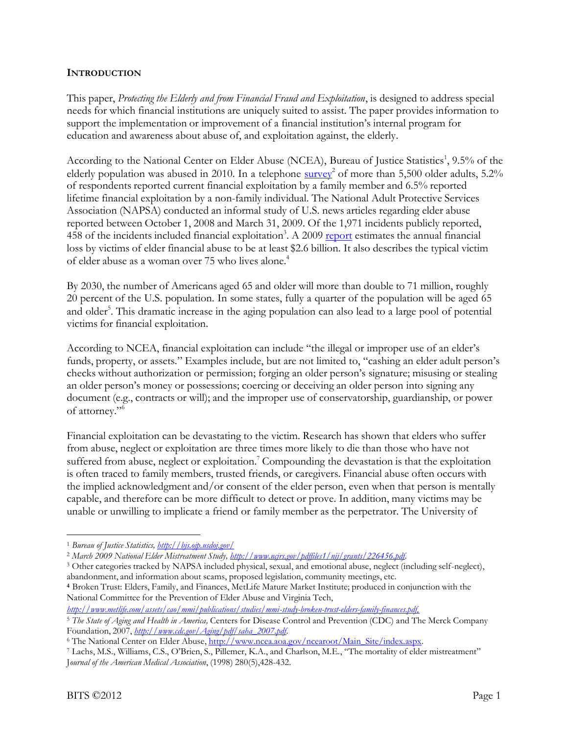## INTRODUCTION

This paper, *Protecting the Elderly and from Financial Fraud and Exploitation*, is designed to address special needs for which financial institutions are uniquely suited to assist. The paper provides information to support the implementation or improvement of a financial institution's internal program for education and awareness about abuse of, and exploitation against, the elderly.

According to the National Center on Elder Abuse (NCEA), Bureau of Justice Statistics[1], 9.5% of the elderly population was abused in 2010. In a telephone survey[2] of more than 5,500 older adults, 5.2% of respondents reported current financial exploitation by a family member and 6.5% reported lifetime financial exploitation by a non-family individual. The National Adult Protective Services Association (NAPSA) conducted an informal study of U.S. news articles regarding elder abuse reported between October 1, 2008 and March 31, 2009. Of the 1,971 incidents publicly reported, 458 of the incidents included financial exploitation[3]. A 2009 report estimates the annual financial loss by victims of elder financial abuse to be at least $2.6 billion. It also describes the typical victim of elder abuse as a woman over 75 who lives alone.[4]

By 2030, the number of Americans aged 65 and older will more than double to 71 million, roughly 20 percent of the U.S. population. In some states, fully a quarter of the population will be aged 65 and older[5]. This dramatic increase in the aging population can also lead to a large pool of potential victims for financial exploitation.

According to NCEA, financial exploitation can include "the illegal or improper use of an elder's funds, property, or assets." Examples include, but are not limited to, "cashing an elder adult person's checks without authorization or permission; forging an older person's signature; misusing or stealing an older person's money or possessions; coercing or deceiving an older person into signing any document (e.g., contracts or will); and the improper use of conservatorship, guardianship, or power of attorney."[6]

Financial exploitation can be devastating to the victim. Research has shown that elders who suffer from abuse, neglect or exploitation are three times more likely to die than those who have not suffered from abuse, neglect or exploitation.[7] Compounding the devastation is that the exploitation is often traced to family members, trusted friends, or caregivers. Financial abuse often occurs with the implied acknowledgment and/or consent of the elder person, even when that person is mentally capable, and therefore can be more difficult to detect or prove. In addition, many victims may be unable or unwilling to implicate a friend or family member as the perpetrator. The University of

---

[1] *Bureau of Justice Statistics, http://bjs.ojp.usdoj.gov/*

[2] *March 2009 National Elder Mistreatment Study, http://www.ncjrs.gov/pdffiles1/nij/grants/226456.pdf.*

[3] Other categories tracked by NAPSA included physical, sexual, and emotional abuse, neglect (including self-neglect), abandonment, and information about scams, proposed legislation, community meetings, etc.

[4] Broken Trust: Elders, Family, and Finances, MetLife Mature Market Institute; produced in conjunction with the National Committee for the Prevention of Elder Abuse and Virginia Tech, *http://www.metlife.com/assets/cao/mmi/publications/studies/mmi-study-broken-trust-elders-family-finances.pdf.*

[5] *The State of Aging and Health in America,* Centers for Disease Control and Prevention (CDC) and The Merck Company Foundation, 2007, *http://www.cdc.gov/Aging/pdf/saha_2007.pdf.*

[6] The National Center on Elder Abuse, http://www.ncea.aoa.gov/ncearoot/Main_Site/index.aspx.

[7] Lachs, M.S., Williams, C.S., O'Brien, S., Pillemer, K.A., and Charlson, M.E., "The mortality of elder mistreatment" *Journal of the American Medical Association*, (1998) 280(5),428-432.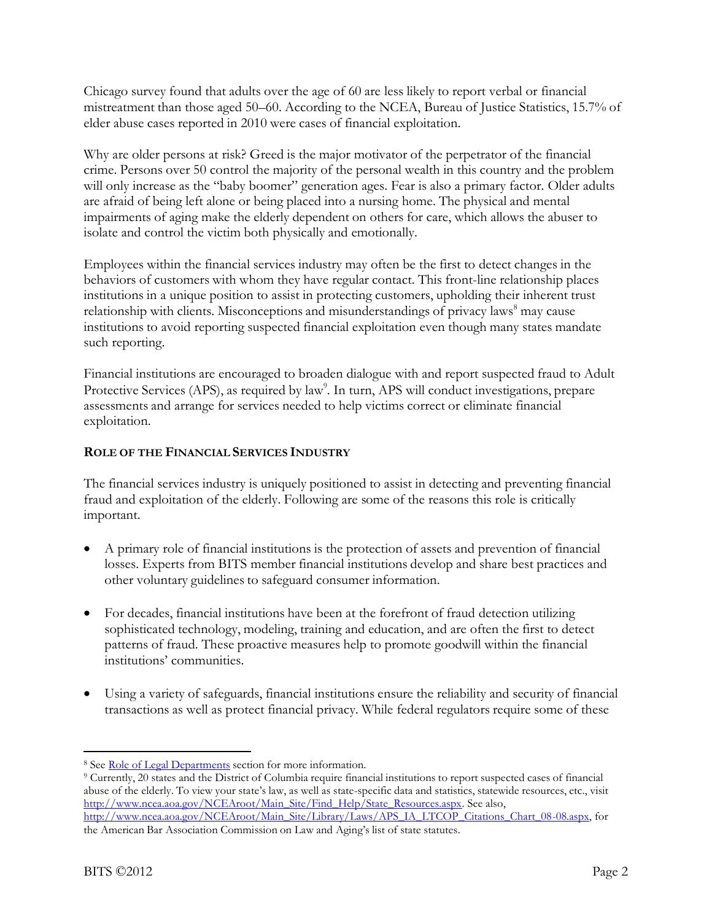Chicago survey found that adults over the age of 60 are less likely to report verbal or financial mistreatment than those aged 50–60. According to the NCEA, Bureau of Justice Statistics, 15.7% of elder abuse cases reported in 2010 were cases of financial exploitation.

Why are older persons at risk? Greed is the major motivator of the perpetrator of the financial crime. Persons over 50 control the majority of the personal wealth in this country and the problem will only increase as the "baby boomer" generation ages. Fear is also a primary factor. Older adults are afraid of being left alone or being placed into a nursing home. The physical and mental impairments of aging make the elderly dependent on others for care, which allows the abuser to isolate and control the victim both physically and emotionally.

Employees within the financial services industry may often be the first to detect changes in the behaviors of customers with whom they have regular contact. This front-line relationship places institutions in a unique position to assist in protecting customers, upholding their inherent trust relationship with clients. Misconceptions and misunderstandings of privacy laws[8] may cause institutions to avoid reporting suspected financial exploitation even though many states mandate such reporting.

Financial institutions are encouraged to broaden dialogue with and report suspected fraud to Adult Protective Services (APS), as required by law[9]. In turn, APS will conduct investigations, prepare assessments and arrange for services needed to help victims correct or eliminate financial exploitation.

## Role of the Financial Services Industry

The financial services industry is uniquely positioned to assist in detecting and preventing financial fraud and exploitation of the elderly. Following are some of the reasons this role is critically important.

- A primary role of financial institutions is the protection of assets and prevention of financial losses. Experts from BITS member financial institutions develop and share best practices and other voluntary guidelines to safeguard consumer information.
- For decades, financial institutions have been at the forefront of fraud detection utilizing sophisticated technology, modeling, training and education, and are often the first to detect patterns of fraud. These proactive measures help to promote goodwill within the financial institutions' communities.
- Using a variety of safeguards, financial institutions ensure the reliability and security of financial transactions as well as protect financial privacy. While federal regulators require some of these

---

[8] See Role of Legal Departments section for more information.

[9] Currently, 20 states and the District of Columbia require financial institutions to report suspected cases of financial abuse of the elderly. To view your state's law, as well as state-specific data and statistics, statewide resources, etc., visit http://www.ncea.aoa.gov/NCEAroot/Main_Site/Find_Help/State_Resources.aspx. See also, http://www.ncea.aoa.gov/NCEAroot/Main_Site/Library/Laws/APS_IA_LTCOP_Citations_Chart_08-08.aspx, for the American Bar Association Commission on Law and Aging's list of state statutes.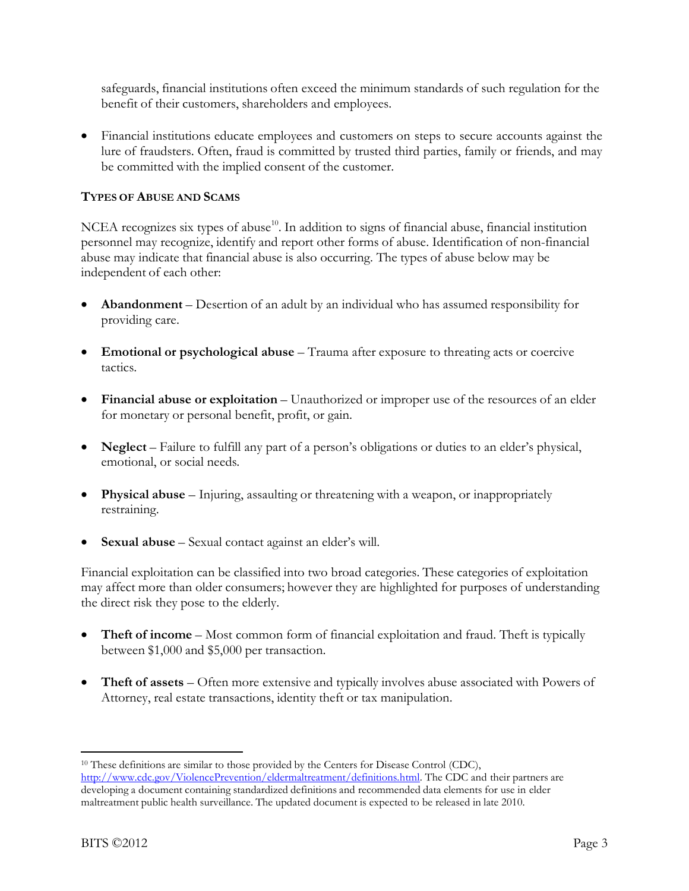safeguards, financial institutions often exceed the minimum standards of such regulation for the benefit of their customers, shareholders and employees.

- Financial institutions educate employees and customers on steps to secure accounts against the lure of fraudsters. Often, fraud is committed by trusted third parties, family or friends, and may be committed with the implied consent of the customer.

**TYPES OF ABUSE AND SCAMS**

NCEA recognizes six types of abuse[10]. In addition to signs of financial abuse, financial institution personnel may recognize, identify and report other forms of abuse. Identification of non-financial abuse may indicate that financial abuse is also occurring. The types of abuse below may be independent of each other:

- **Abandonment** – Desertion of an adult by an individual who has assumed responsibility for providing care.

- **Emotional or psychological abuse** – Trauma after exposure to threating acts or coercive tactics.

- **Financial abuse or exploitation** – Unauthorized or improper use of the resources of an elder for monetary or personal benefit, profit, or gain.

- **Neglect** – Failure to fulfill any part of a person's obligations or duties to an elder's physical, emotional, or social needs.

- **Physical abuse** – Injuring, assaulting or threatening with a weapon, or inappropriately restraining.

- **Sexual abuse** – Sexual contact against an elder's will.

Financial exploitation can be classified into two broad categories. These categories of exploitation may affect more than older consumers; however they are highlighted for purposes of understanding the direct risk they pose to the elderly.

- **Theft of income** – Most common form of financial exploitation and fraud. Theft is typically between $1,000 and $5,000 per transaction.

- **Theft of assets** – Often more extensive and typically involves abuse associated with Powers of Attorney, real estate transactions, identity theft or tax manipulation.

[10] These definitions are similar to those provided by the Centers for Disease Control (CDC), http://www.cdc.gov/ViolencePrevention/eldermaltreatment/definitions.html. The CDC and their partners are developing a document containing standardized definitions and recommended data elements for use in elder maltreatment public health surveillance. The updated document is expected to be released in late 2010.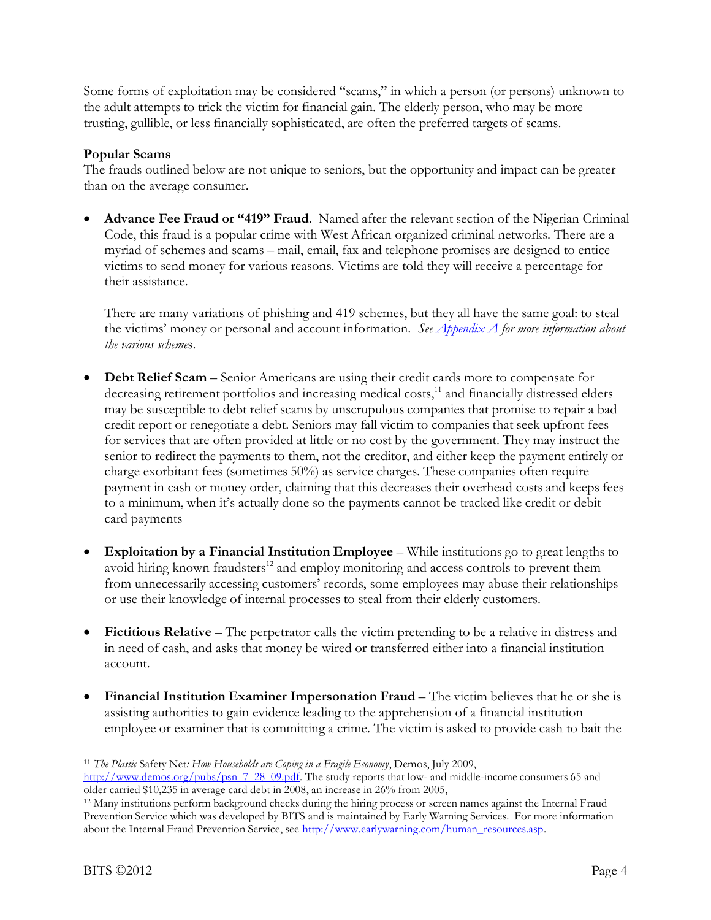Some forms of exploitation may be considered "scams," in which a person (or persons) unknown to the adult attempts to trick the victim for financial gain. The elderly person, who may be more trusting, gullible, or less financially sophisticated, are often the preferred targets of scams.

**Popular Scams**

The frauds outlined below are not unique to seniors, but the opportunity and impact can be greater than on the average consumer.

- **Advance Fee Fraud or "419" Fraud**. Named after the relevant section of the Nigerian Criminal Code, this fraud is a popular crime with West African organized criminal networks. There are a myriad of schemes and scams – mail, email, fax and telephone promises are designed to entice victims to send money for various reasons. Victims are told they will receive a percentage for their assistance.

  There are many variations of phishing and 419 schemes, but they all have the same goal: to steal the victims' money or personal and account information. *See Appendix A for more information about the various schemes.*

- **Debt Relief Scam** – Senior Americans are using their credit cards more to compensate for decreasing retirement portfolios and increasing medical costs,[11] and financially distressed elders may be susceptible to debt relief scams by unscrupulous companies that promise to repair a bad credit report or renegotiate a debt. Seniors may fall victim to companies that seek upfront fees for services that are often provided at little or no cost by the government. They may instruct the senior to redirect the payments to them, not the creditor, and either keep the payment entirely or charge exorbitant fees (sometimes 50%) as service charges. These companies often require payment in cash or money order, claiming that this decreases their overhead costs and keeps fees to a minimum, when it's actually done so the payments cannot be tracked like credit or debit card payments

- **Exploitation by a Financial Institution Employee** – While institutions go to great lengths to avoid hiring known fraudsters[12] and employ monitoring and access controls to prevent them from unnecessarily accessing customers' records, some employees may abuse their relationships or use their knowledge of internal processes to steal from their elderly customers.

- **Fictitious Relative** – The perpetrator calls the victim pretending to be a relative in distress and in need of cash, and asks that money be wired or transferred either into a financial institution account.

- **Financial Institution Examiner Impersonation Fraud** – The victim believes that he or she is assisting authorities to gain evidence leading to the apprehension of a financial institution employee or examiner that is committing a crime. The victim is asked to provide cash to bait the

---

[11] *The Plastic Safety Net: How Households are Coping in a Fragile Economy*, Demos, July 2009, http://www.demos.org/pubs/psn_7_28_09.pdf. The study reports that low- and middle-income consumers 65 and older carried $10,235 in average card debt in 2008, an increase in 26% from 2005,

[12] Many institutions perform background checks during the hiring process or screen names against the Internal Fraud Prevention Service which was developed by BITS and is maintained by Early Warning Services. For more information about the Internal Fraud Prevention Service, see http://www.earlywarning.com/human_resources.asp.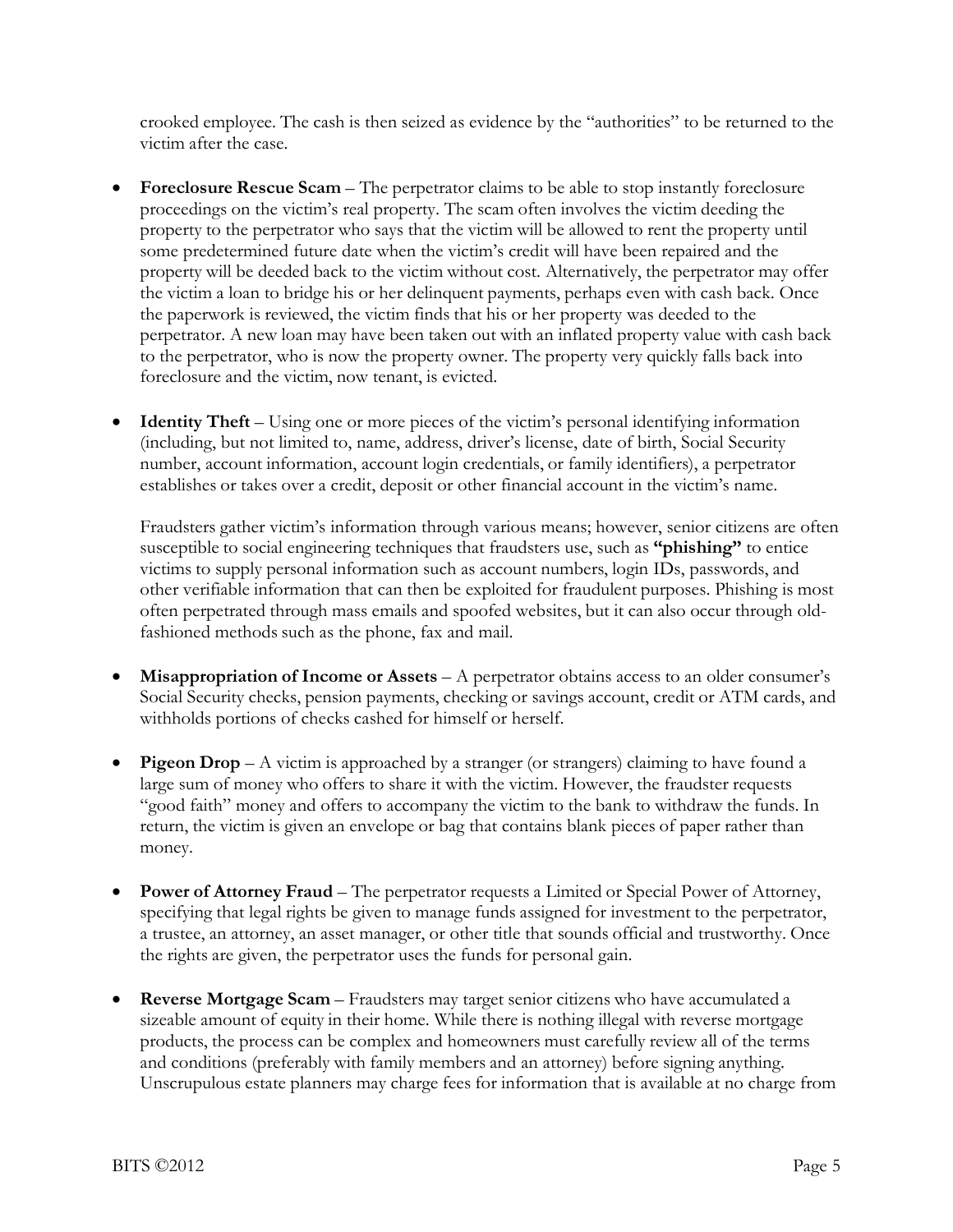crooked employee. The cash is then seized as evidence by the "authorities" to be returned to the victim after the case.

- **Foreclosure Rescue Scam** – The perpetrator claims to be able to stop instantly foreclosure proceedings on the victim's real property. The scam often involves the victim deeding the property to the perpetrator who says that the victim will be allowed to rent the property until some predetermined future date when the victim's credit will have been repaired and the property will be deeded back to the victim without cost. Alternatively, the perpetrator may offer the victim a loan to bridge his or her delinquent payments, perhaps even with cash back. Once the paperwork is reviewed, the victim finds that his or her property was deeded to the perpetrator. A new loan may have been taken out with an inflated property value with cash back to the perpetrator, who is now the property owner. The property very quickly falls back into foreclosure and the victim, now tenant, is evicted.

- **Identity Theft** – Using one or more pieces of the victim's personal identifying information (including, but not limited to, name, address, driver's license, date of birth, Social Security number, account information, account login credentials, or family identifiers), a perpetrator establishes or takes over a credit, deposit or other financial account in the victim's name.

  Fraudsters gather victim's information through various means; however, senior citizens are often susceptible to social engineering techniques that fraudsters use, such as **"phishing"** to entice victims to supply personal information such as account numbers, login IDs, passwords, and other verifiable information that can then be exploited for fraudulent purposes. Phishing is most often perpetrated through mass emails and spoofed websites, but it can also occur through old-fashioned methods such as the phone, fax and mail.

- **Misappropriation of Income or Assets** – A perpetrator obtains access to an older consumer's Social Security checks, pension payments, checking or savings account, credit or ATM cards, and withholds portions of checks cashed for himself or herself.

- **Pigeon Drop** – A victim is approached by a stranger (or strangers) claiming to have found a large sum of money who offers to share it with the victim. However, the fraudster requests "good faith" money and offers to accompany the victim to the bank to withdraw the funds. In return, the victim is given an envelope or bag that contains blank pieces of paper rather than money.

- **Power of Attorney Fraud** – The perpetrator requests a Limited or Special Power of Attorney, specifying that legal rights be given to manage funds assigned for investment to the perpetrator, a trustee, an attorney, an asset manager, or other title that sounds official and trustworthy. Once the rights are given, the perpetrator uses the funds for personal gain.

- **Reverse Mortgage Scam** – Fraudsters may target senior citizens who have accumulated a sizeable amount of equity in their home. While there is nothing illegal with reverse mortgage products, the process can be complex and homeowners must carefully review all of the terms and conditions (preferably with family members and an attorney) before signing anything. Unscrupulous estate planners may charge fees for information that is available at no charge from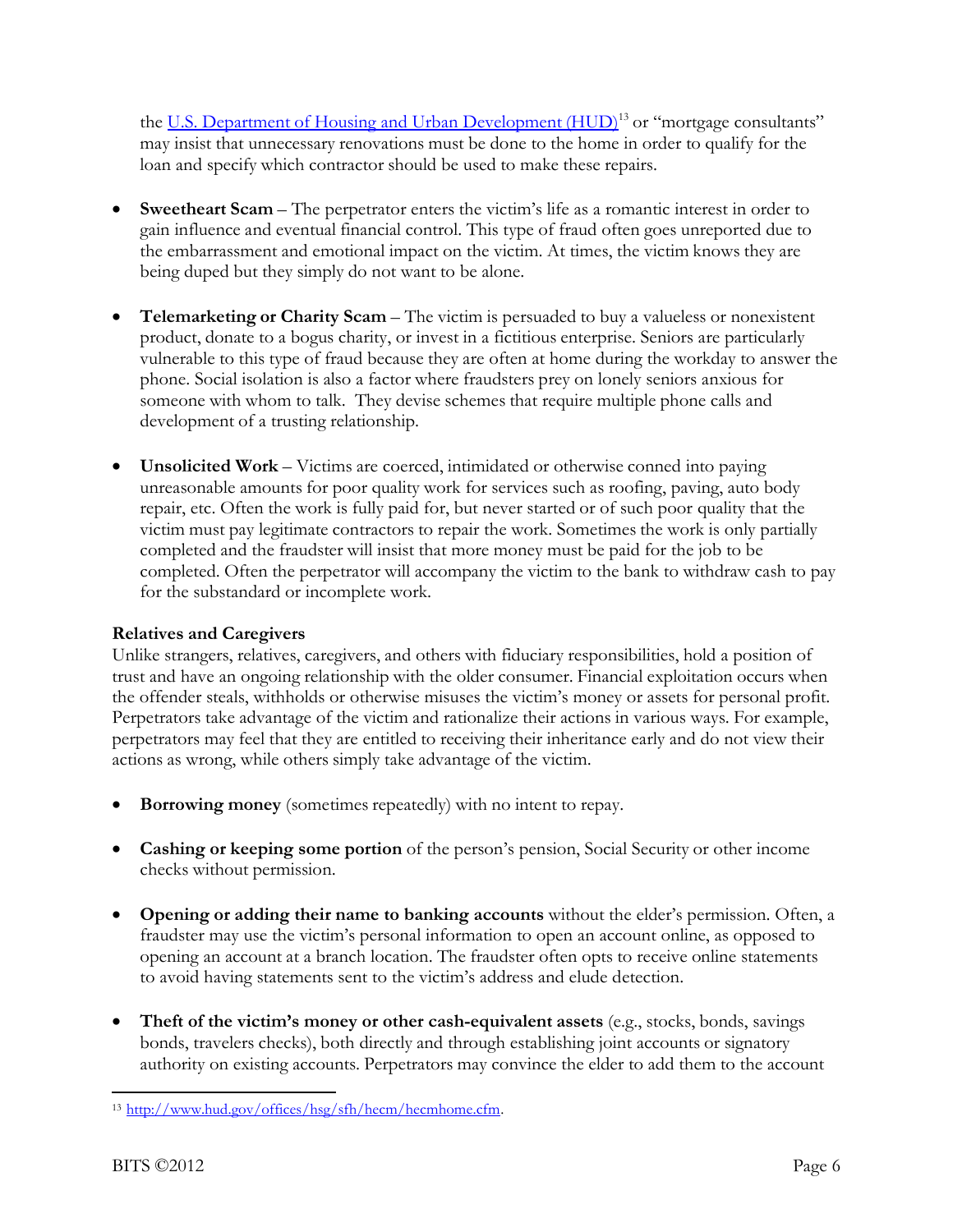the [U.S. Department of Housing and Urban Development (HUD)](http://www.hud.gov/offices/hsg/sfh/hecm/hecmhome.cfm)[13] or "mortgage consultants" may insist that unnecessary renovations must be done to the home in order to qualify for the loan and specify which contractor should be used to make these repairs.

- **Sweetheart Scam** – The perpetrator enters the victim's life as a romantic interest in order to gain influence and eventual financial control. This type of fraud often goes unreported due to the embarrassment and emotional impact on the victim. At times, the victim knows they are being duped but they simply do not want to be alone.

- **Telemarketing or Charity Scam** – The victim is persuaded to buy a valueless or nonexistent product, donate to a bogus charity, or invest in a fictitious enterprise. Seniors are particularly vulnerable to this type of fraud because they are often at home during the workday to answer the phone. Social isolation is also a factor where fraudsters prey on lonely seniors anxious for someone with whom to talk. They devise schemes that require multiple phone calls and development of a trusting relationship.

- **Unsolicited Work** – Victims are coerced, intimidated or otherwise conned into paying unreasonable amounts for poor quality work for services such as roofing, paving, auto body repair, etc. Often the work is fully paid for, but never started or of such poor quality that the victim must pay legitimate contractors to repair the work. Sometimes the work is only partially completed and the fraudster will insist that more money must be paid for the job to be completed. Often the perpetrator will accompany the victim to the bank to withdraw cash to pay for the substandard or incomplete work.

**Relatives and Caregivers**

Unlike strangers, relatives, caregivers, and others with fiduciary responsibilities, hold a position of trust and have an ongoing relationship with the older consumer. Financial exploitation occurs when the offender steals, withholds or otherwise misuses the victim's money or assets for personal profit. Perpetrators take advantage of the victim and rationalize their actions in various ways. For example, perpetrators may feel that they are entitled to receiving their inheritance early and do not view their actions as wrong, while others simply take advantage of the victim.

- **Borrowing money** (sometimes repeatedly) with no intent to repay.

- **Cashing or keeping some portion** of the person's pension, Social Security or other income checks without permission.

- **Opening or adding their name to banking accounts** without the elder's permission. Often, a fraudster may use the victim's personal information to open an account online, as opposed to opening an account at a branch location. The fraudster often opts to receive online statements to avoid having statements sent to the victim's address and elude detection.

- **Theft of the victim's money or other cash-equivalent assets** (e.g., stocks, bonds, savings bonds, travelers checks), both directly and through establishing joint accounts or signatory authority on existing accounts. Perpetrators may convince the elder to add them to the account

---

[13] http://www.hud.gov/offices/hsg/sfh/hecm/hecmhome.cfm.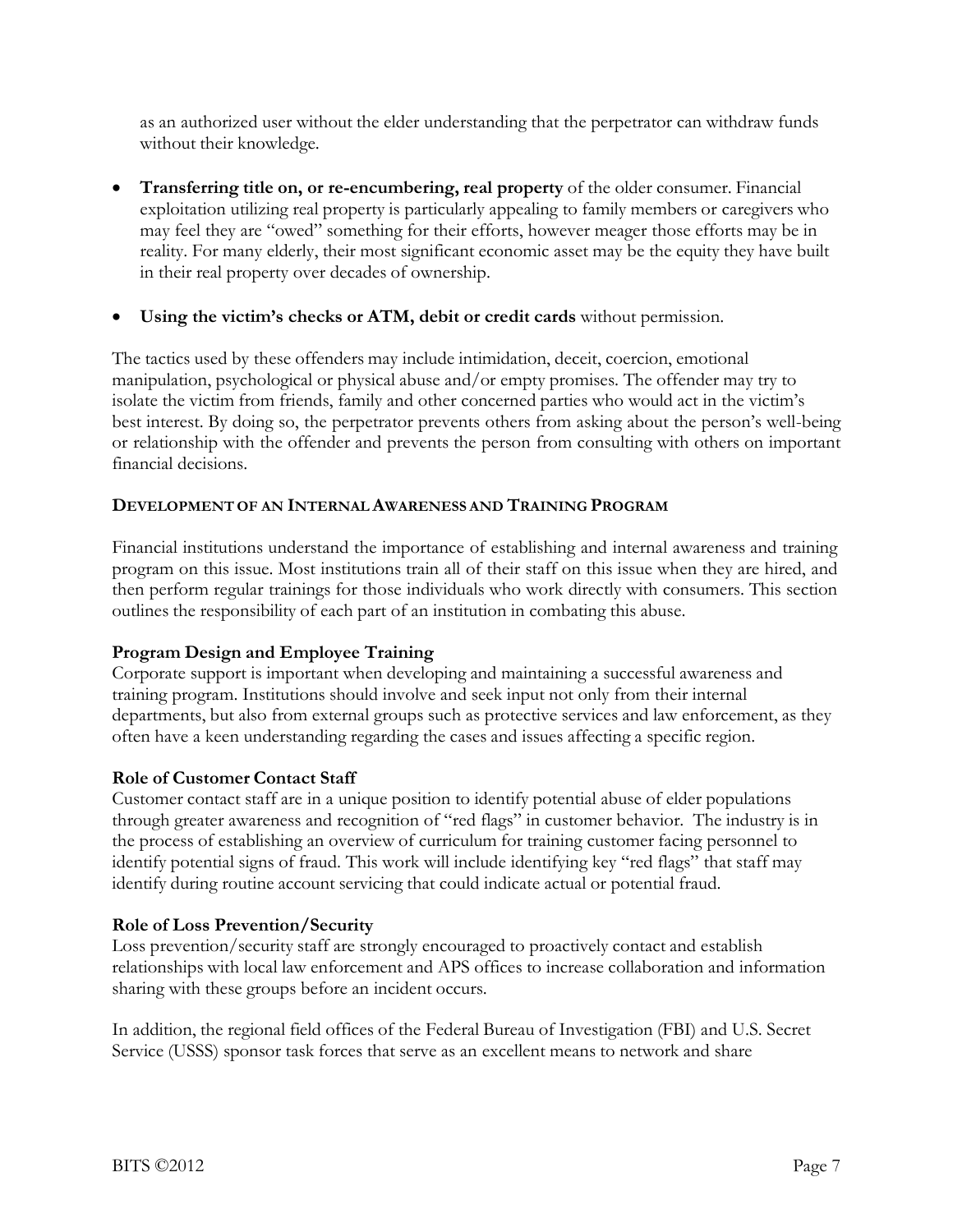as an authorized user without the elder understanding that the perpetrator can withdraw funds without their knowledge.

- **Transferring title on, or re-encumbering, real property** of the older consumer. Financial exploitation utilizing real property is particularly appealing to family members or caregivers who may feel they are "owed" something for their efforts, however meager those efforts may be in reality. For many elderly, their most significant economic asset may be the equity they have built in their real property over decades of ownership.

- **Using the victim's checks or ATM, debit or credit cards** without permission.

The tactics used by these offenders may include intimidation, deceit, coercion, emotional manipulation, psychological or physical abuse and/or empty promises. The offender may try to isolate the victim from friends, family and other concerned parties who would act in the victim's best interest. By doing so, the perpetrator prevents others from asking about the person's well-being or relationship with the offender and prevents the person from consulting with others on important financial decisions.

## DEVELOPMENT OF AN INTERNAL AWARENESS AND TRAINING PROGRAM

Financial institutions understand the importance of establishing and internal awareness and training program on this issue. Most institutions train all of their staff on this issue when they are hired, and then perform regular trainings for those individuals who work directly with consumers. This section outlines the responsibility of each part of an institution in combating this abuse.

### Program Design and Employee Training

Corporate support is important when developing and maintaining a successful awareness and training program. Institutions should involve and seek input not only from their internal departments, but also from external groups such as protective services and law enforcement, as they often have a keen understanding regarding the cases and issues affecting a specific region.

### Role of Customer Contact Staff

Customer contact staff are in a unique position to identify potential abuse of elder populations through greater awareness and recognition of "red flags" in customer behavior. The industry is in the process of establishing an overview of curriculum for training customer facing personnel to identify potential signs of fraud. This work will include identifying key "red flags" that staff may identify during routine account servicing that could indicate actual or potential fraud.

### Role of Loss Prevention/Security

Loss prevention/security staff are strongly encouraged to proactively contact and establish relationships with local law enforcement and APS offices to increase collaboration and information sharing with these groups before an incident occurs.

In addition, the regional field offices of the Federal Bureau of Investigation (FBI) and U.S. Secret Service (USSS) sponsor task forces that serve as an excellent means to network and share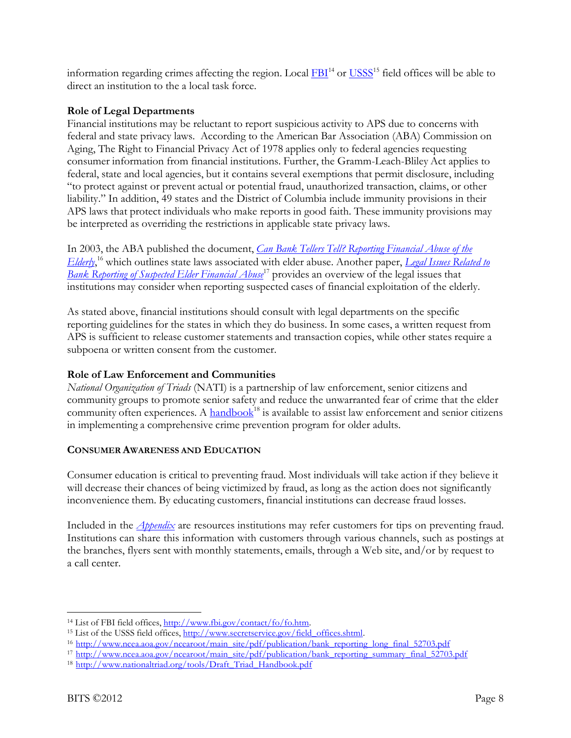information regarding crimes affecting the region. Local FBI[14] or USSS[15] field offices will be able to direct an institution to the a local task force.

**Role of Legal Departments**

Financial institutions may be reluctant to report suspicious activity to APS due to concerns with federal and state privacy laws. According to the American Bar Association (ABA) Commission on Aging, The Right to Financial Privacy Act of 1978 applies only to federal agencies requesting consumer information from financial institutions. Further, the Gramm-Leach-Bliley Act applies to federal, state and local agencies, but it contains several exemptions that permit disclosure, including "to protect against or prevent actual or potential fraud, unauthorized transaction, claims, or other liability." In addition, 49 states and the District of Columbia include immunity provisions in their APS laws that protect individuals who make reports in good faith. These immunity provisions may be interpreted as overriding the restrictions in applicable state privacy laws.

In 2003, the ABA published the document, *Can Bank Tellers Tell? Reporting Financial Abuse of the Elderly*,[16] which outlines state laws associated with elder abuse. Another paper, *Legal Issues Related to Bank Reporting of Suspected Elder Financial Abuse*[17] provides an overview of the legal issues that institutions may consider when reporting suspected cases of financial exploitation of the elderly.

As stated above, financial institutions should consult with legal departments on the specific reporting guidelines for the states in which they do business. In some cases, a written request from APS is sufficient to release customer statements and transaction copies, while other states require a subpoena or written consent from the customer.

**Role of Law Enforcement and Communities**

*National Organization of Triads* (NATI) is a partnership of law enforcement, senior citizens and community groups to promote senior safety and reduce the unwarranted fear of crime that the elder community often experiences. A handbook[18] is available to assist law enforcement and senior citizens in implementing a comprehensive crime prevention program for older adults.

## CONSUMER AWARENESS AND EDUCATION

Consumer education is critical to preventing fraud. Most individuals will take action if they believe it will decrease their chances of being victimized by fraud, as long as the action does not significantly inconvenience them. By educating customers, financial institutions can decrease fraud losses.

Included in the *Appendix* are resources institutions may refer customers for tips on preventing fraud. Institutions can share this information with customers through various channels, such as postings at the branches, flyers sent with monthly statements, emails, through a Web site, and/or by request to a call center.

---

[14] List of FBI field offices, http://www.fbi.gov/contact/fo/fo.htm.

[15] List of the USSS field offices, http://www.secretservice.gov/field_offices.shtml.

[16] http://www.ncea.aoa.gov/ncearoot/main_site/pdf/publication/bank_reporting_long_final_52703.pdf

[17] http://www.ncea.aoa.gov/ncearoot/main_site/pdf/publication/bank_reporting_summary_final_52703.pdf

[18] http://www.nationaltriad.org/tools/Draft_Triad_Handbook.pdf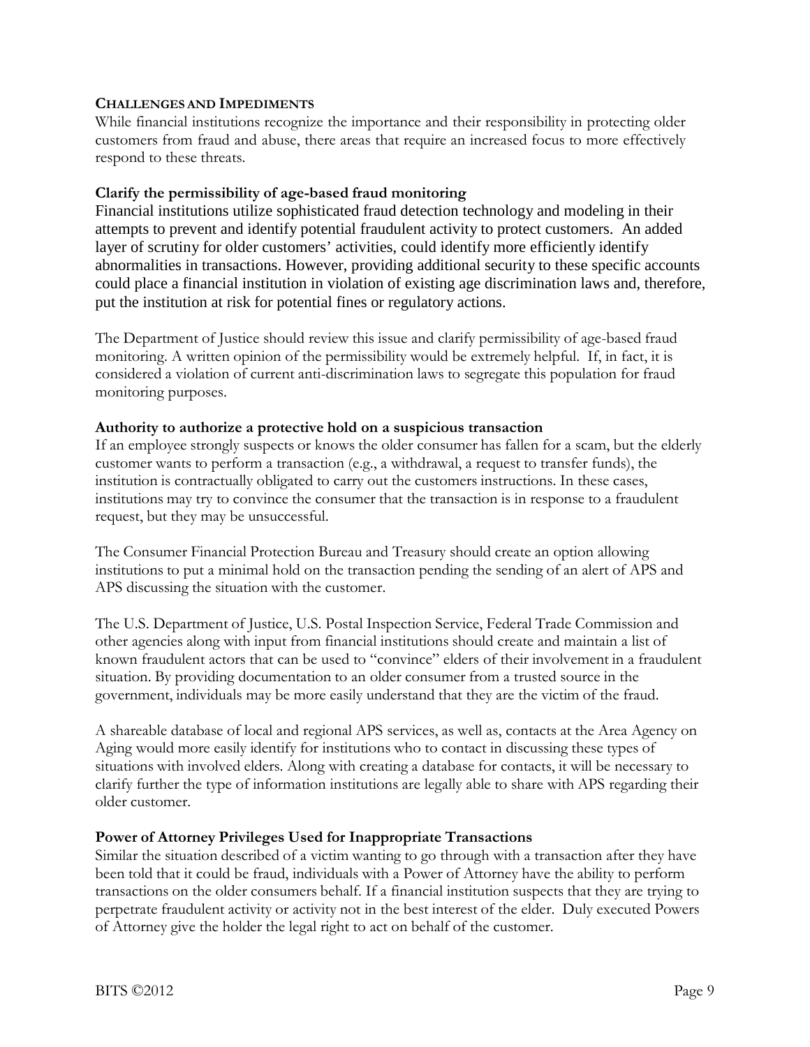## CHALLENGES AND IMPEDIMENTS

While financial institutions recognize the importance and their responsibility in protecting older customers from fraud and abuse, there areas that require an increased focus to more effectively respond to these threats.

### Clarify the permissibility of age-based fraud monitoring

Financial institutions utilize sophisticated fraud detection technology and modeling in their attempts to prevent and identify potential fraudulent activity to protect customers. An added layer of scrutiny for older customers' activities, could identify more efficiently identify abnormalities in transactions. However, providing additional security to these specific accounts could place a financial institution in violation of existing age discrimination laws and, therefore, put the institution at risk for potential fines or regulatory actions.

The Department of Justice should review this issue and clarify permissibility of age-based fraud monitoring. A written opinion of the permissibility would be extremely helpful. If, in fact, it is considered a violation of current anti-discrimination laws to segregate this population for fraud monitoring purposes.

### Authority to authorize a protective hold on a suspicious transaction

If an employee strongly suspects or knows the older consumer has fallen for a scam, but the elderly customer wants to perform a transaction (e.g., a withdrawal, a request to transfer funds), the institution is contractually obligated to carry out the customers instructions. In these cases, institutions may try to convince the consumer that the transaction is in response to a fraudulent request, but they may be unsuccessful.

The Consumer Financial Protection Bureau and Treasury should create an option allowing institutions to put a minimal hold on the transaction pending the sending of an alert of APS and APS discussing the situation with the customer.

The U.S. Department of Justice, U.S. Postal Inspection Service, Federal Trade Commission and other agencies along with input from financial institutions should create and maintain a list of known fraudulent actors that can be used to "convince" elders of their involvement in a fraudulent situation. By providing documentation to an older consumer from a trusted source in the government, individuals may be more easily understand that they are the victim of the fraud.

A shareable database of local and regional APS services, as well as, contacts at the Area Agency on Aging would more easily identify for institutions who to contact in discussing these types of situations with involved elders. Along with creating a database for contacts, it will be necessary to clarify further the type of information institutions are legally able to share with APS regarding their older customer.

### Power of Attorney Privileges Used for Inappropriate Transactions

Similar the situation described of a victim wanting to go through with a transaction after they have been told that it could be fraud, individuals with a Power of Attorney have the ability to perform transactions on the older consumers behalf. If a financial institution suspects that they are trying to perpetrate fraudulent activity or activity not in the best interest of the elder. Duly executed Powers of Attorney give the holder the legal right to act on behalf of the customer.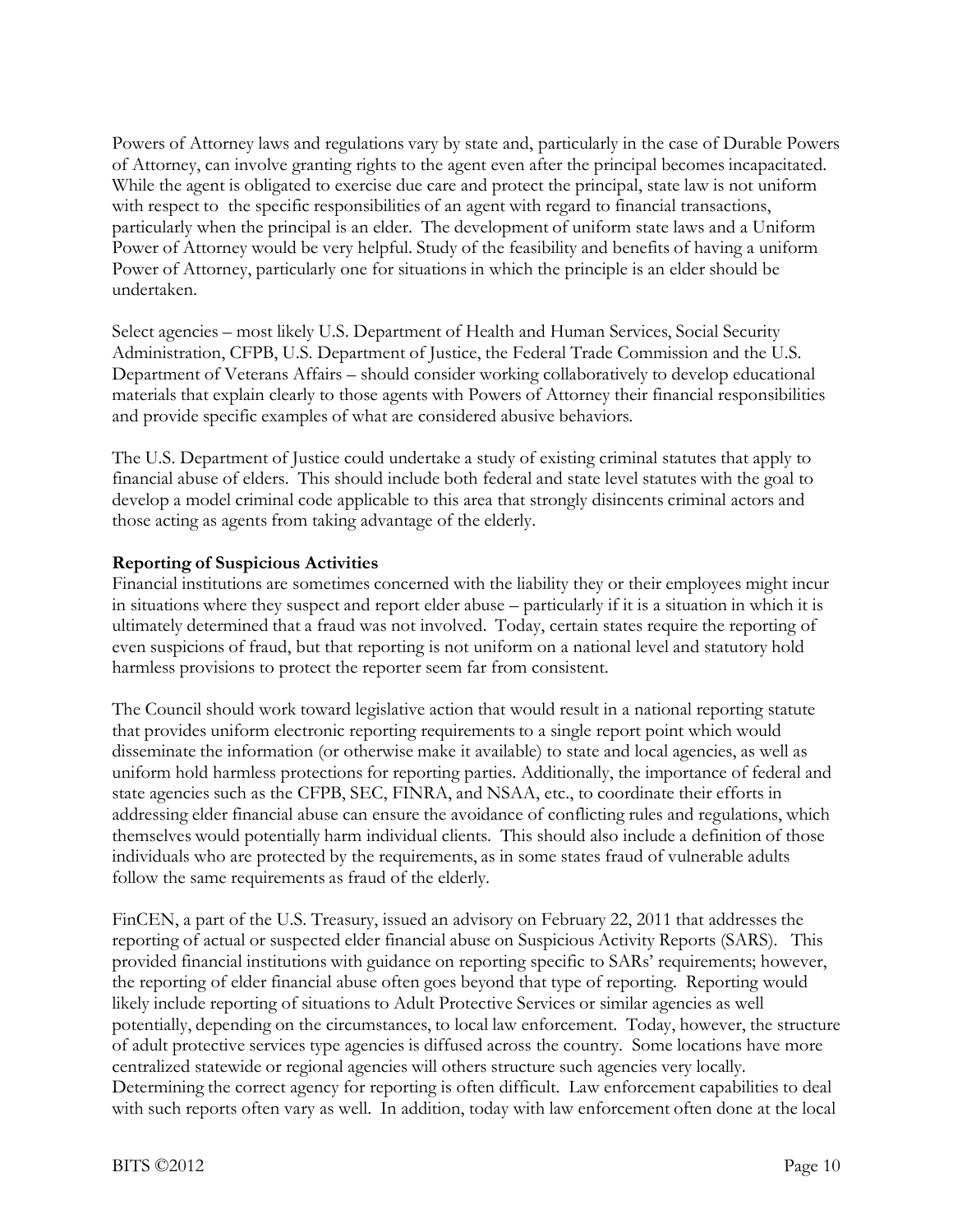Powers of Attorney laws and regulations vary by state and, particularly in the case of Durable Powers of Attorney, can involve granting rights to the agent even after the principal becomes incapacitated. While the agent is obligated to exercise due care and protect the principal, state law is not uniform with respect to the specific responsibilities of an agent with regard to financial transactions, particularly when the principal is an elder. The development of uniform state laws and a Uniform Power of Attorney would be very helpful. Study of the feasibility and benefits of having a uniform Power of Attorney, particularly one for situations in which the principle is an elder should be undertaken.

Select agencies – most likely U.S. Department of Health and Human Services, Social Security Administration, CFPB, U.S. Department of Justice, the Federal Trade Commission and the U.S. Department of Veterans Affairs – should consider working collaboratively to develop educational materials that explain clearly to those agents with Powers of Attorney their financial responsibilities and provide specific examples of what are considered abusive behaviors.

The U.S. Department of Justice could undertake a study of existing criminal statutes that apply to financial abuse of elders. This should include both federal and state level statutes with the goal to develop a model criminal code applicable to this area that strongly disincents criminal actors and those acting as agents from taking advantage of the elderly.

**Reporting of Suspicious Activities**

Financial institutions are sometimes concerned with the liability they or their employees might incur in situations where they suspect and report elder abuse – particularly if it is a situation in which it is ultimately determined that a fraud was not involved. Today, certain states require the reporting of even suspicions of fraud, but that reporting is not uniform on a national level and statutory hold harmless provisions to protect the reporter seem far from consistent.

The Council should work toward legislative action that would result in a national reporting statute that provides uniform electronic reporting requirements to a single report point which would disseminate the information (or otherwise make it available) to state and local agencies, as well as uniform hold harmless protections for reporting parties. Additionally, the importance of federal and state agencies such as the CFPB, SEC, FINRA, and NSAA, etc., to coordinate their efforts in addressing elder financial abuse can ensure the avoidance of conflicting rules and regulations, which themselves would potentially harm individual clients. This should also include a definition of those individuals who are protected by the requirements, as in some states fraud of vulnerable adults follow the same requirements as fraud of the elderly.

FinCEN, a part of the U.S. Treasury, issued an advisory on February 22, 2011 that addresses the reporting of actual or suspected elder financial abuse on Suspicious Activity Reports (SARS). This provided financial institutions with guidance on reporting specific to SARs' requirements; however, the reporting of elder financial abuse often goes beyond that type of reporting. Reporting would likely include reporting of situations to Adult Protective Services or similar agencies as well potentially, depending on the circumstances, to local law enforcement. Today, however, the structure of adult protective services type agencies is diffused across the country. Some locations have more centralized statewide or regional agencies will others structure such agencies very locally. Determining the correct agency for reporting is often difficult. Law enforcement capabilities to deal with such reports often vary as well. In addition, today with law enforcement often done at the local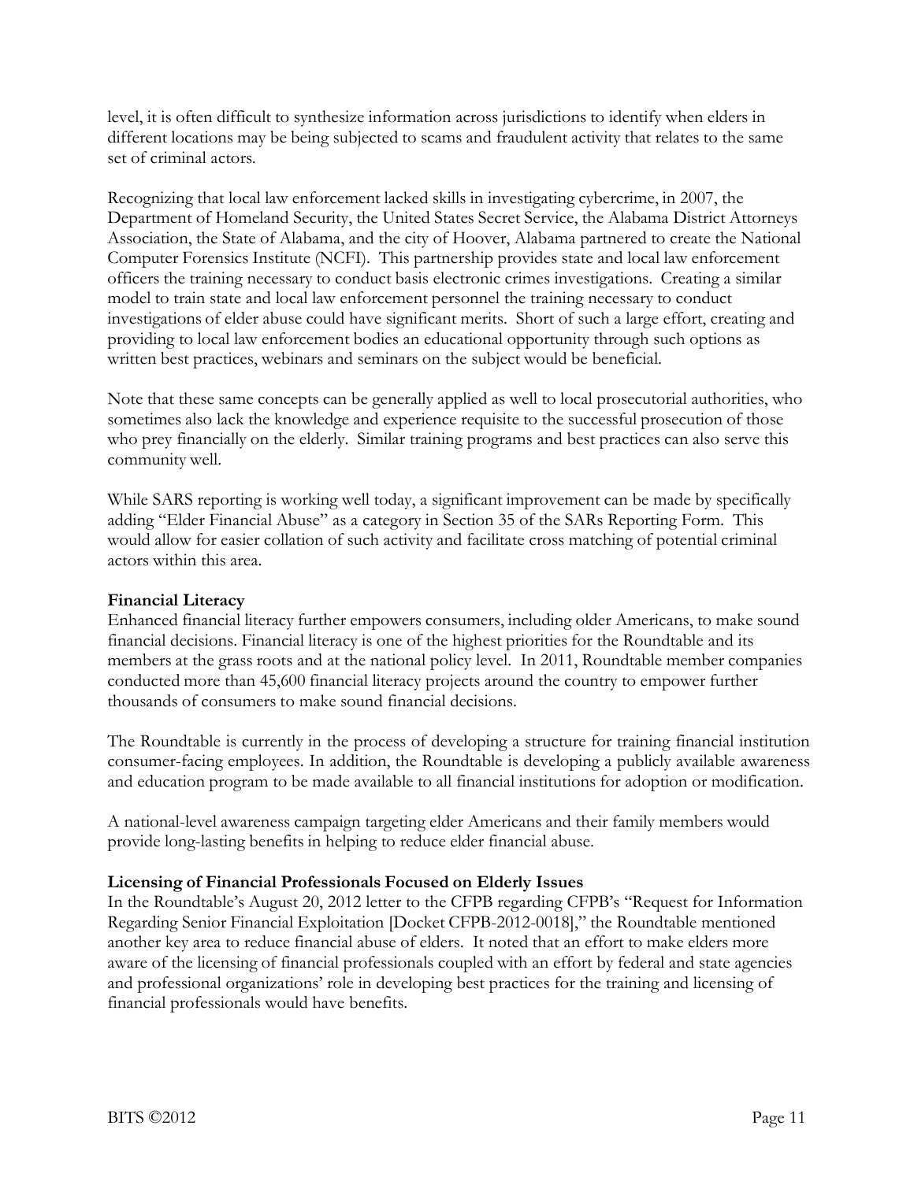level, it is often difficult to synthesize information across jurisdictions to identify when elders in different locations may be being subjected to scams and fraudulent activity that relates to the same set of criminal actors.

Recognizing that local law enforcement lacked skills in investigating cybercrime, in 2007, the Department of Homeland Security, the United States Secret Service, the Alabama District Attorneys Association, the State of Alabama, and the city of Hoover, Alabama partnered to create the National Computer Forensics Institute (NCFI). This partnership provides state and local law enforcement officers the training necessary to conduct basis electronic crimes investigations. Creating a similar model to train state and local law enforcement personnel the training necessary to conduct investigations of elder abuse could have significant merits. Short of such a large effort, creating and providing to local law enforcement bodies an educational opportunity through such options as written best practices, webinars and seminars on the subject would be beneficial.

Note that these same concepts can be generally applied as well to local prosecutorial authorities, who sometimes also lack the knowledge and experience requisite to the successful prosecution of those who prey financially on the elderly. Similar training programs and best practices can also serve this community well.

While SARS reporting is working well today, a significant improvement can be made by specifically adding "Elder Financial Abuse" as a category in Section 35 of the SARs Reporting Form. This would allow for easier collation of such activity and facilitate cross matching of potential criminal actors within this area.

**Financial Literacy**

Enhanced financial literacy further empowers consumers, including older Americans, to make sound financial decisions. Financial literacy is one of the highest priorities for the Roundtable and its members at the grass roots and at the national policy level. In 2011, Roundtable member companies conducted more than 45,600 financial literacy projects around the country to empower further thousands of consumers to make sound financial decisions.

The Roundtable is currently in the process of developing a structure for training financial institution consumer-facing employees. In addition, the Roundtable is developing a publicly available awareness and education program to be made available to all financial institutions for adoption or modification.

A national-level awareness campaign targeting elder Americans and their family members would provide long-lasting benefits in helping to reduce elder financial abuse.

**Licensing of Financial Professionals Focused on Elderly Issues**

In the Roundtable's August 20, 2012 letter to the CFPB regarding CFPB's "Request for Information Regarding Senior Financial Exploitation [Docket CFPB-2012-0018]," the Roundtable mentioned another key area to reduce financial abuse of elders. It noted that an effort to make elders more aware of the licensing of financial professionals coupled with an effort by federal and state agencies and professional organizations' role in developing best practices for the training and licensing of financial professionals would have benefits.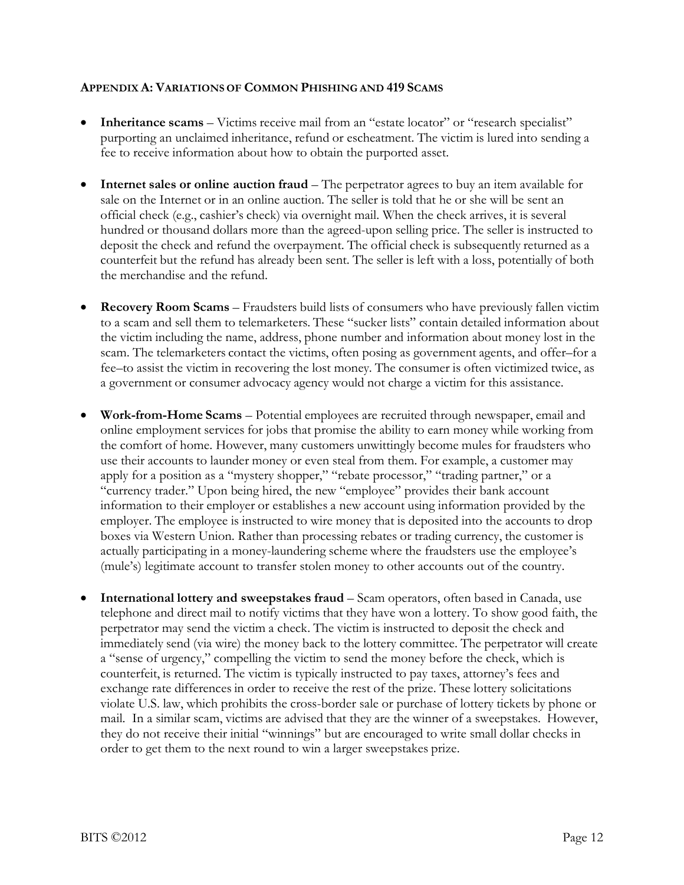## APPENDIX A: VARIATIONS OF COMMON PHISHING AND 419 SCAMS

- **Inheritance scams** – Victims receive mail from an "estate locator" or "research specialist" purporting an unclaimed inheritance, refund or escheatment. The victim is lured into sending a fee to receive information about how to obtain the purported asset.
- **Internet sales or online auction fraud** – The perpetrator agrees to buy an item available for sale on the Internet or in an online auction. The seller is told that he or she will be sent an official check (e.g., cashier's check) via overnight mail. When the check arrives, it is several hundred or thousand dollars more than the agreed-upon selling price. The seller is instructed to deposit the check and refund the overpayment. The official check is subsequently returned as a counterfeit but the refund has already been sent. The seller is left with a loss, potentially of both the merchandise and the refund.
- **Recovery Room Scams** – Fraudsters build lists of consumers who have previously fallen victim to a scam and sell them to telemarketers. These "sucker lists" contain detailed information about the victim including the name, address, phone number and information about money lost in the scam. The telemarketers contact the victims, often posing as government agents, and offer–for a fee–to assist the victim in recovering the lost money. The consumer is often victimized twice, as a government or consumer advocacy agency would not charge a victim for this assistance.
- **Work-from-Home Scams** – Potential employees are recruited through newspaper, email and online employment services for jobs that promise the ability to earn money while working from the comfort of home. However, many customers unwittingly become mules for fraudsters who use their accounts to launder money or even steal from them. For example, a customer may apply for a position as a "mystery shopper," "rebate processor," "trading partner," or a "currency trader." Upon being hired, the new "employee" provides their bank account information to their employer or establishes a new account using information provided by the employer. The employee is instructed to wire money that is deposited into the accounts to drop boxes via Western Union. Rather than processing rebates or trading currency, the customer is actually participating in a money-laundering scheme where the fraudsters use the employee's (mule's) legitimate account to transfer stolen money to other accounts out of the country.
- **International lottery and sweepstakes fraud** – Scam operators, often based in Canada, use telephone and direct mail to notify victims that they have won a lottery. To show good faith, the perpetrator may send the victim a check. The victim is instructed to deposit the check and immediately send (via wire) the money back to the lottery committee. The perpetrator will create a "sense of urgency," compelling the victim to send the money before the check, which is counterfeit, is returned. The victim is typically instructed to pay taxes, attorney's fees and exchange rate differences in order to receive the rest of the prize. These lottery solicitations violate U.S. law, which prohibits the cross-border sale or purchase of lottery tickets by phone or mail. In a similar scam, victims are advised that they are the winner of a sweepstakes. However, they do not receive their initial "winnings" but are encouraged to write small dollar checks in order to get them to the next round to win a larger sweepstakes prize.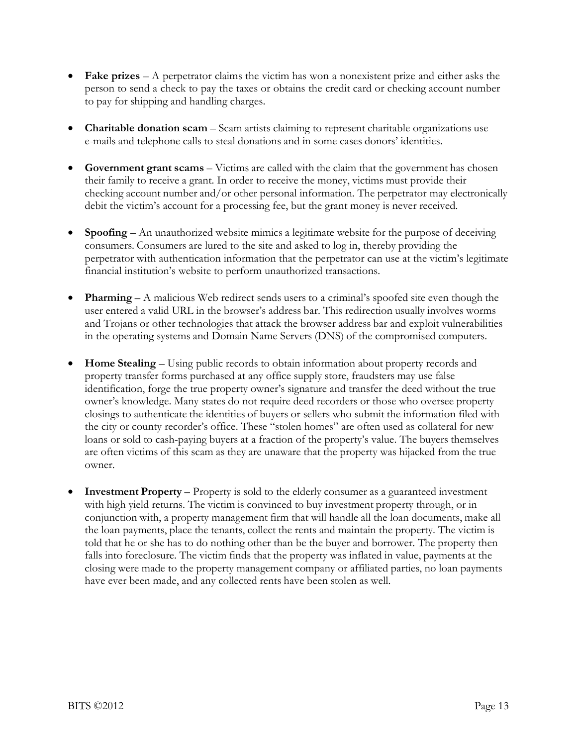- **Fake prizes** – A perpetrator claims the victim has won a nonexistent prize and either asks the person to send a check to pay the taxes or obtains the credit card or checking account number to pay for shipping and handling charges.

- **Charitable donation scam** – Scam artists claiming to represent charitable organizations use e-mails and telephone calls to steal donations and in some cases donors' identities.

- **Government grant scams** – Victims are called with the claim that the government has chosen their family to receive a grant. In order to receive the money, victims must provide their checking account number and/or other personal information. The perpetrator may electronically debit the victim's account for a processing fee, but the grant money is never received.

- **Spoofing** – An unauthorized website mimics a legitimate website for the purpose of deceiving consumers. Consumers are lured to the site and asked to log in, thereby providing the perpetrator with authentication information that the perpetrator can use at the victim's legitimate financial institution's website to perform unauthorized transactions.

- **Pharming** – A malicious Web redirect sends users to a criminal's spoofed site even though the user entered a valid URL in the browser's address bar. This redirection usually involves worms and Trojans or other technologies that attack the browser address bar and exploit vulnerabilities in the operating systems and Domain Name Servers (DNS) of the compromised computers.

- **Home Stealing** – Using public records to obtain information about property records and property transfer forms purchased at any office supply store, fraudsters may use false identification, forge the true property owner's signature and transfer the deed without the true owner's knowledge. Many states do not require deed recorders or those who oversee property closings to authenticate the identities of buyers or sellers who submit the information filed with the city or county recorder's office. These "stolen homes" are often used as collateral for new loans or sold to cash-paying buyers at a fraction of the property's value. The buyers themselves are often victims of this scam as they are unaware that the property was hijacked from the true owner.

- **Investment Property** – Property is sold to the elderly consumer as a guaranteed investment with high yield returns. The victim is convinced to buy investment property through, or in conjunction with, a property management firm that will handle all the loan documents, make all the loan payments, place the tenants, collect the rents and maintain the property. The victim is told that he or she has to do nothing other than be the buyer and borrower. The property then falls into foreclosure. The victim finds that the property was inflated in value, payments at the closing were made to the property management company or affiliated parties, no loan payments have ever been made, and any collected rents have been stolen as well.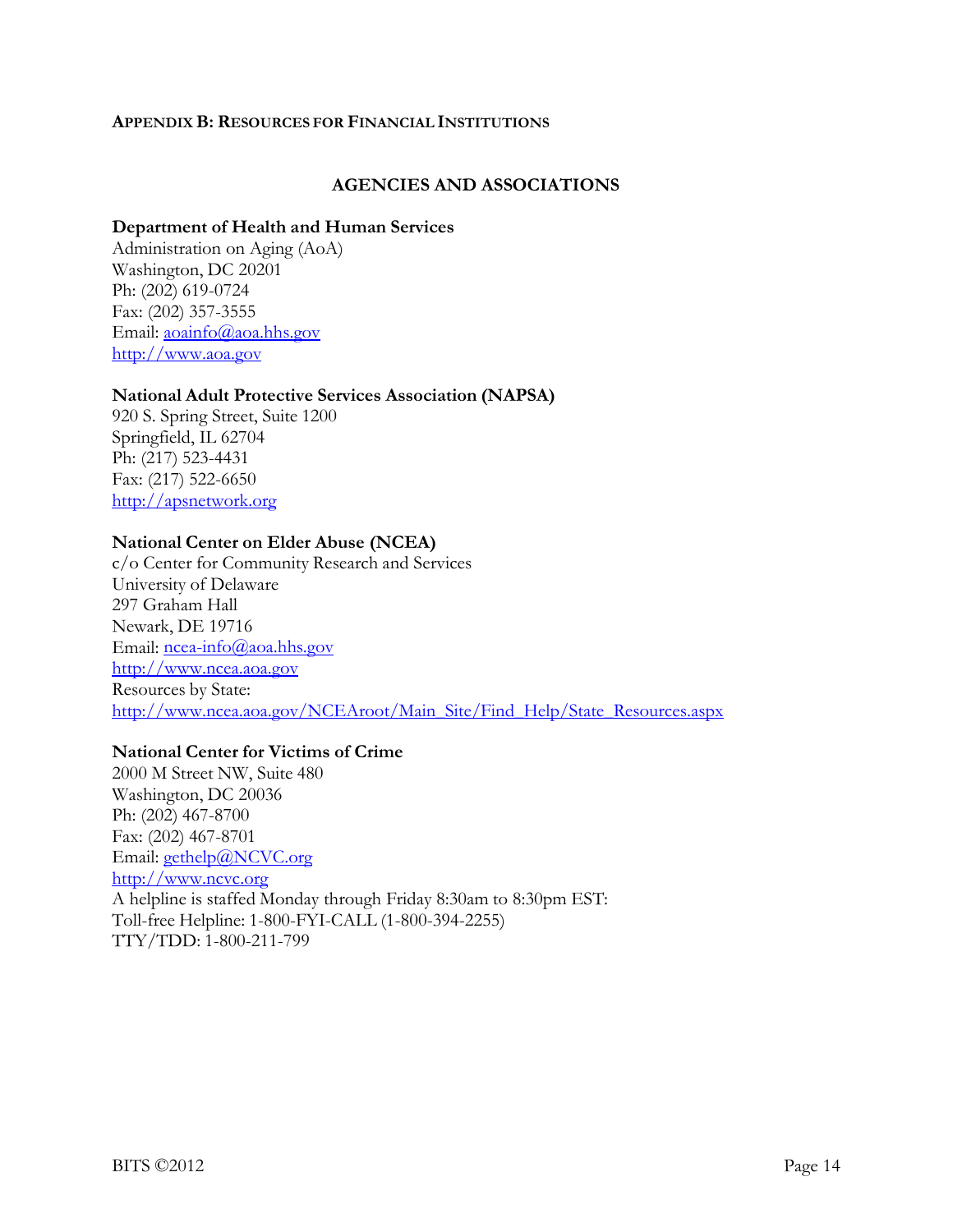**APPENDIX B: RESOURCES FOR FINANCIAL INSTITUTIONS**

## AGENCIES AND ASSOCIATIONS

**Department of Health and Human Services**
Administration on Aging (AoA)
Washington, DC 20201
Ph: (202) 619-0724
Fax: (202) 357-3555
Email: aoainfo@aoa.hhs.gov
http://www.aoa.gov

**National Adult Protective Services Association (NAPSA)**
920 S. Spring Street, Suite 1200
Springfield, IL 62704
Ph: (217) 523-4431
Fax: (217) 522-6650
http://apsnetwork.org

**National Center on Elder Abuse (NCEA)**
c/o Center for Community Research and Services
University of Delaware
297 Graham Hall
Newark, DE 19716
Email: ncea-info@aoa.hhs.gov
http://www.ncea.aoa.gov
Resources by State:
http://www.ncea.aoa.gov/NCEAroot/Main_Site/Find_Help/State_Resources.aspx

**National Center for Victims of Crime**
2000 M Street NW, Suite 480
Washington, DC 20036
Ph: (202) 467-8700
Fax: (202) 467-8701
Email: gethelp@NCVC.org
http://www.ncvc.org
A helpline is staffed Monday through Friday 8:30am to 8:30pm EST:
Toll-free Helpline: 1-800-FYI-CALL (1-800-394-2255)
TTY/TDD: 1-800-211-799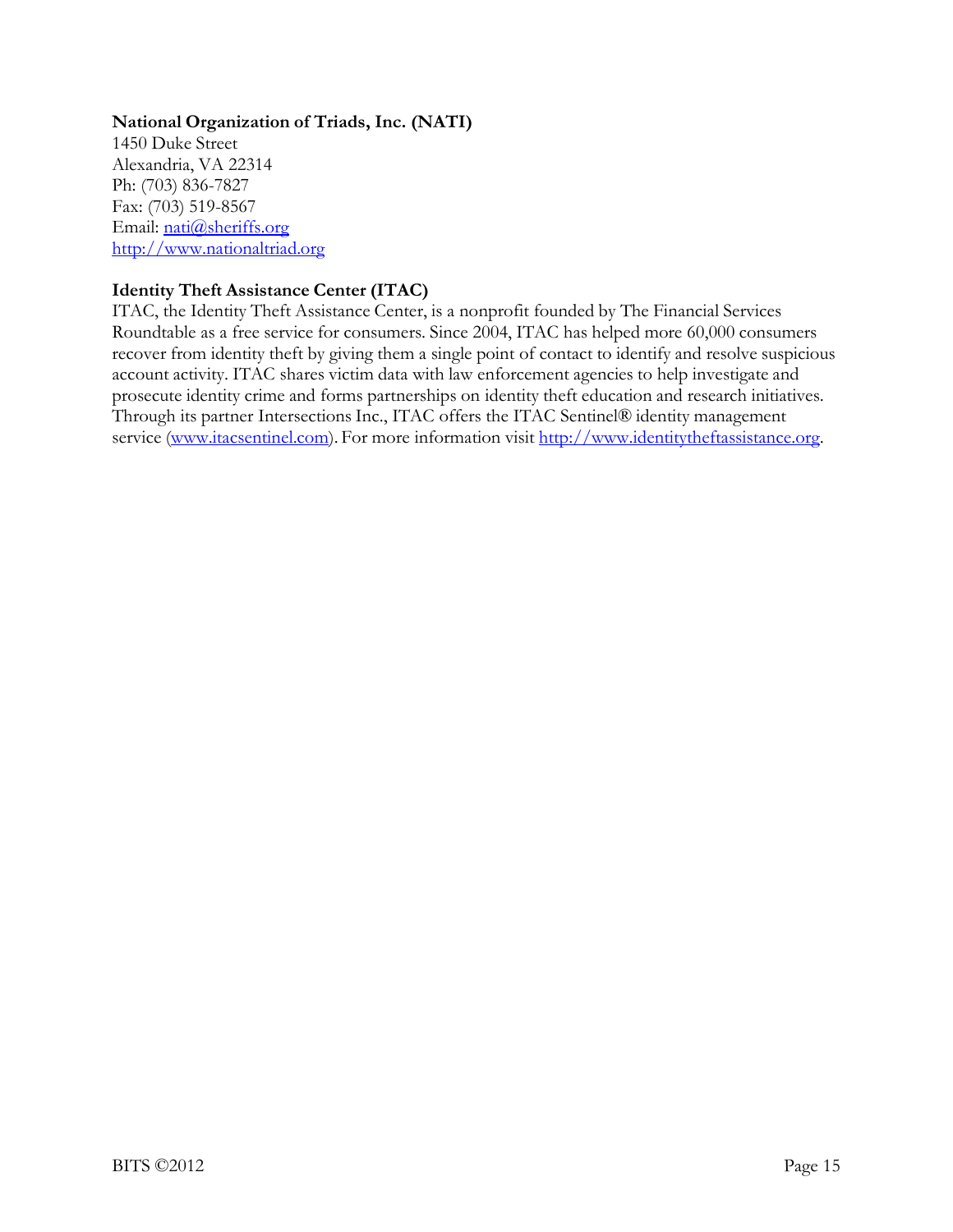**National Organization of Triads, Inc. (NATI)**
1450 Duke Street
Alexandria, VA 22314
Ph: (703) 836-7827
Fax: (703) 519-8567
Email: nati@sheriffs.org
http://www.nationaltriad.org

**Identity Theft Assistance Center (ITAC)**
ITAC, the Identity Theft Assistance Center, is a nonprofit founded by The Financial Services Roundtable as a free service for consumers. Since 2004, ITAC has helped more 60,000 consumers recover from identity theft by giving them a single point of contact to identify and resolve suspicious account activity. ITAC shares victim data with law enforcement agencies to help investigate and prosecute identity crime and forms partnerships on identity theft education and research initiatives. Through its partner Intersections Inc., ITAC offers the ITAC Sentinel® identity management service (www.itacsentinel.com). For more information visit http://www.identitytheftassistance.org.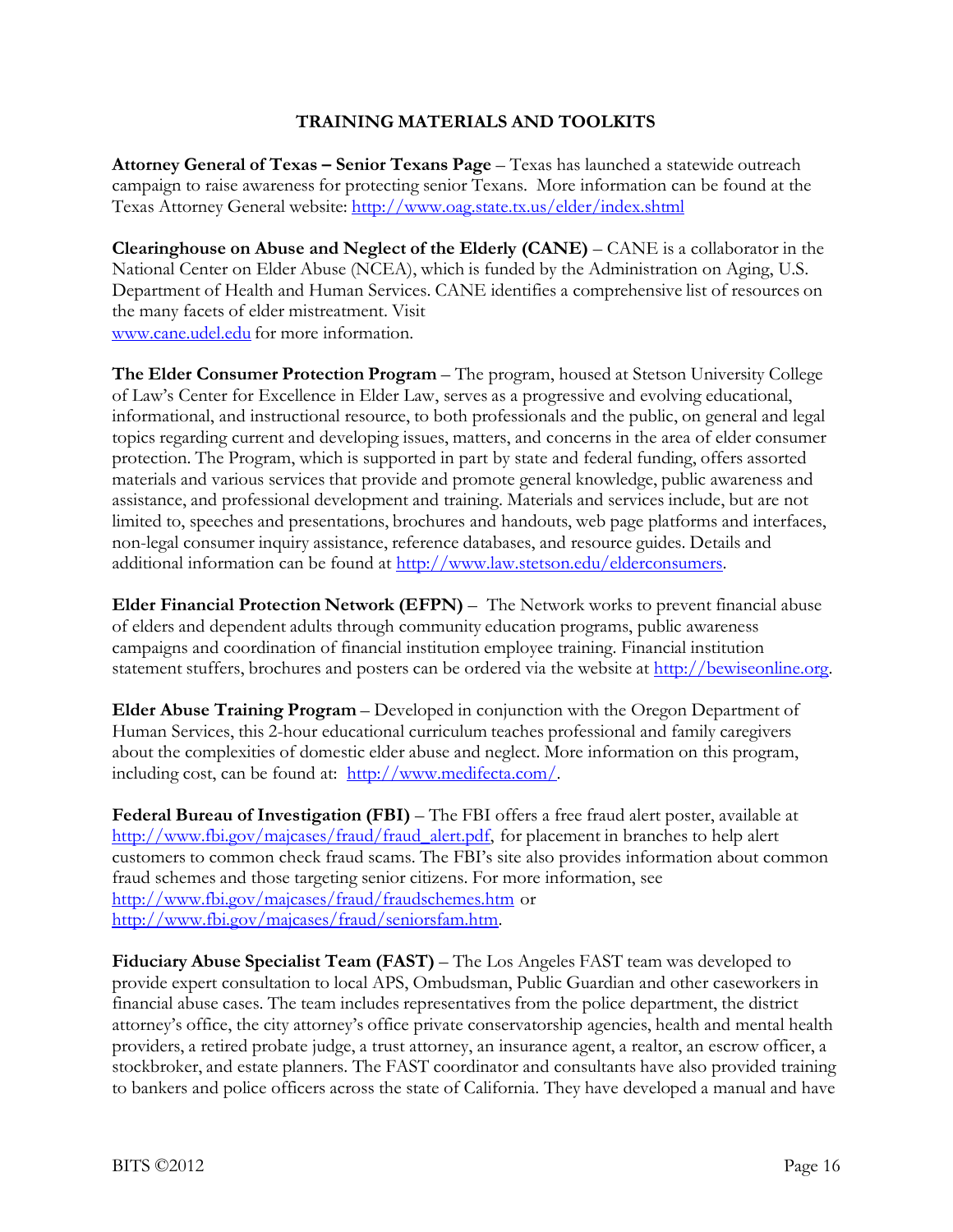## TRAINING MATERIALS AND TOOLKITS

**Attorney General of Texas – Senior Texans Page** – Texas has launched a statewide outreach campaign to raise awareness for protecting senior Texans. More information can be found at the Texas Attorney General website: http://www.oag.state.tx.us/elder/index.shtml

**Clearinghouse on Abuse and Neglect of the Elderly (CANE)** – CANE is a collaborator in the National Center on Elder Abuse (NCEA), which is funded by the Administration on Aging, U.S. Department of Health and Human Services. CANE identifies a comprehensive list of resources on the many facets of elder mistreatment. Visit www.cane.udel.edu for more information.

**The Elder Consumer Protection Program** – The program, housed at Stetson University College of Law's Center for Excellence in Elder Law, serves as a progressive and evolving educational, informational, and instructional resource, to both professionals and the public, on general and legal topics regarding current and developing issues, matters, and concerns in the area of elder consumer protection. The Program, which is supported in part by state and federal funding, offers assorted materials and various services that provide and promote general knowledge, public awareness and assistance, and professional development and training. Materials and services include, but are not limited to, speeches and presentations, brochures and handouts, web page platforms and interfaces, non-legal consumer inquiry assistance, reference databases, and resource guides. Details and additional information can be found at http://www.law.stetson.edu/elderconsumers.

**Elder Financial Protection Network (EFPN)** – The Network works to prevent financial abuse of elders and dependent adults through community education programs, public awareness campaigns and coordination of financial institution employee training. Financial institution statement stuffers, brochures and posters can be ordered via the website at http://bewiseonline.org.

**Elder Abuse Training Program** – Developed in conjunction with the Oregon Department of Human Services, this 2-hour educational curriculum teaches professional and family caregivers about the complexities of domestic elder abuse and neglect. More information on this program, including cost, can be found at: http://www.medifecta.com/.

**Federal Bureau of Investigation (FBI)** – The FBI offers a free fraud alert poster, available at http://www.fbi.gov/majcases/fraud/fraud_alert.pdf, for placement in branches to help alert customers to common check fraud scams. The FBI's site also provides information about common fraud schemes and those targeting senior citizens. For more information, see http://www.fbi.gov/majcases/fraud/fraudschemes.htm or http://www.fbi.gov/majcases/fraud/seniorsfam.htm.

**Fiduciary Abuse Specialist Team (FAST)** – The Los Angeles FAST team was developed to provide expert consultation to local APS, Ombudsman, Public Guardian and other caseworkers in financial abuse cases. The team includes representatives from the police department, the district attorney's office, the city attorney's office private conservatorship agencies, health and mental health providers, a retired probate judge, a trust attorney, an insurance agent, a realtor, an escrow officer, a stockbroker, and estate planners. The FAST coordinator and consultants have also provided training to bankers and police officers across the state of California. They have developed a manual and have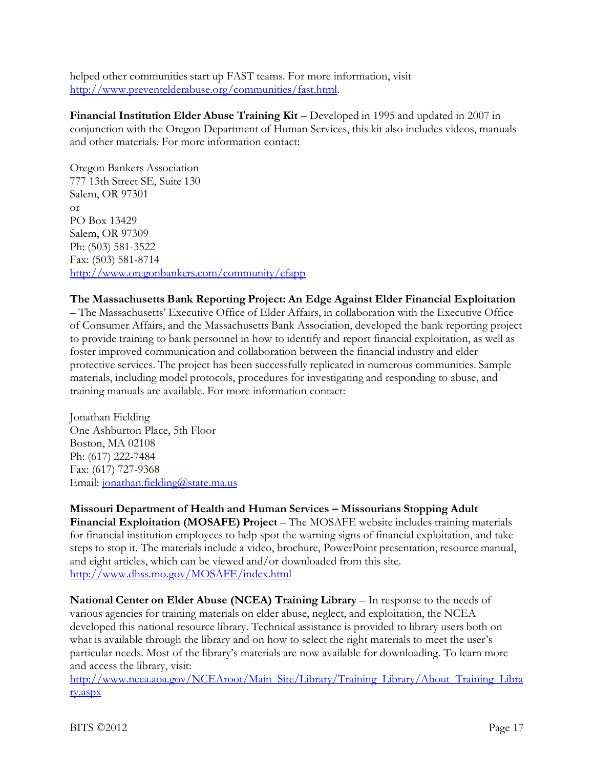helped other communities start up FAST teams. For more information, visit http://www.preventelderabuse.org/communities/fast.html.

**Financial Institution Elder Abuse Training Kit** – Developed in 1995 and updated in 2007 in conjunction with the Oregon Department of Human Services, this kit also includes videos, manuals and other materials. For more information contact:

Oregon Bankers Association
777 13th Street SE, Suite 130
Salem, OR 97301
or
PO Box 13429
Salem, OR 97309
Ph: (503) 581-3522
Fax: (503) 581-8714
http://www.oregonbankers.com/community/efapp

**The Massachusetts Bank Reporting Project: An Edge Against Elder Financial Exploitation** – The Massachusetts' Executive Office of Elder Affairs, in collaboration with the Executive Office of Consumer Affairs, and the Massachusetts Bank Association, developed the bank reporting project to provide training to bank personnel in how to identify and report financial exploitation, as well as foster improved communication and collaboration between the financial industry and elder protective services. The project has been successfully replicated in numerous communities. Sample materials, including model protocols, procedures for investigating and responding to abuse, and training manuals are available. For more information contact:

Jonathan Fielding
One Ashburton Place, 5th Floor
Boston, MA 02108
Ph: (617) 222-7484
Fax: (617) 727-9368
Email: jonathan.fielding@state.ma.us

**Missouri Department of Health and Human Services – Missourians Stopping Adult Financial Exploitation (MOSAFE) Project** – The MOSAFE website includes training materials for financial institution employees to help spot the warning signs of financial exploitation, and take steps to stop it. The materials include a video, brochure, PowerPoint presentation, resource manual, and eight articles, which can be viewed and/or downloaded from this site.
http://www.dhss.mo.gov/MOSAFE/index.html

**National Center on Elder Abuse (NCEA) Training Library** – In response to the needs of various agencies for training materials on elder abuse, neglect, and exploitation, the NCEA developed this national resource library. Technical assistance is provided to library users both on what is available through the library and on how to select the right materials to meet the user's particular needs. Most of the library's materials are now available for downloading. To learn more and access the library, visit:
http://www.ncea.aoa.gov/NCEAroot/Main_Site/Library/Training_Library/About_Training_Library.aspx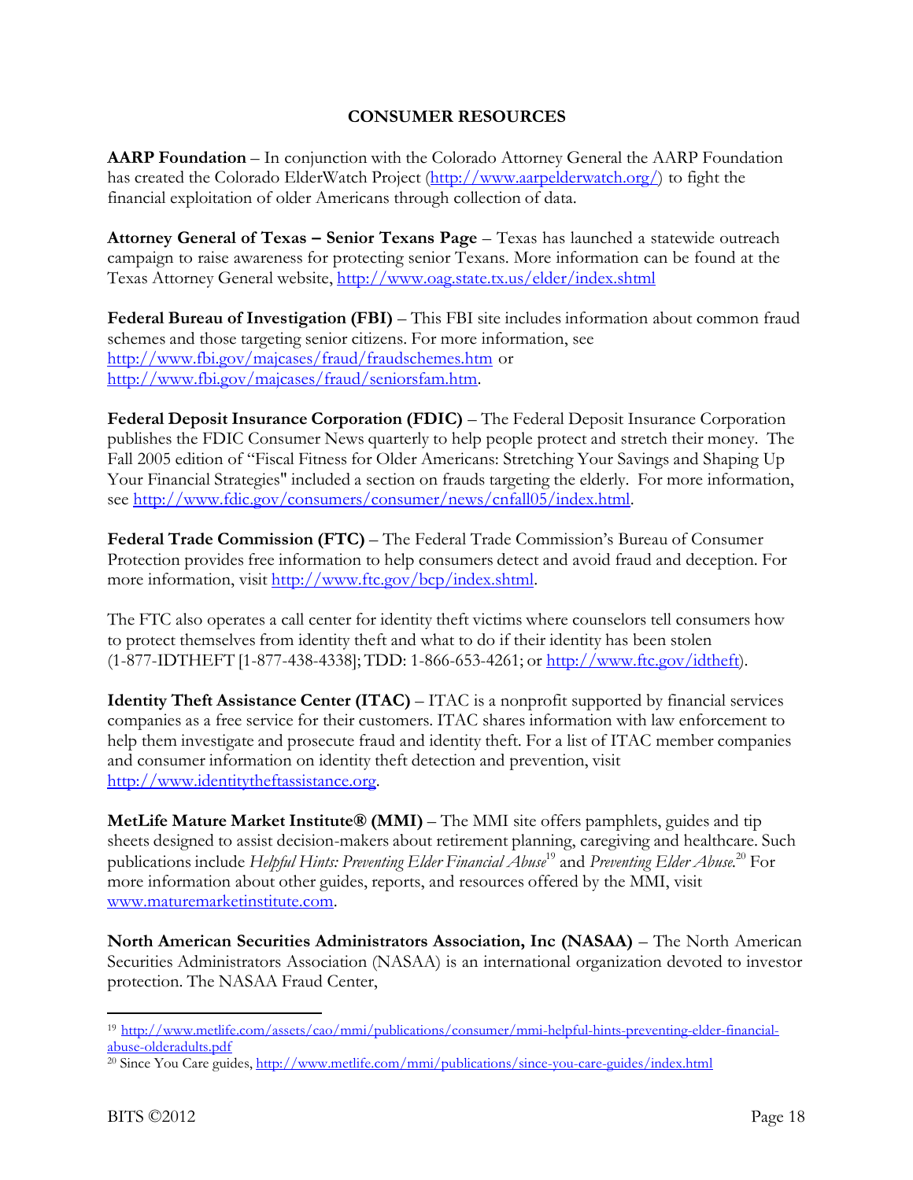## CONSUMER RESOURCES

**AARP Foundation** – In conjunction with the Colorado Attorney General the AARP Foundation has created the Colorado ElderWatch Project (http://www.aarpelderwatch.org/) to fight the financial exploitation of older Americans through collection of data.

**Attorney General of Texas – Senior Texans Page** – Texas has launched a statewide outreach campaign to raise awareness for protecting senior Texans. More information can be found at the Texas Attorney General website, http://www.oag.state.tx.us/elder/index.shtml

**Federal Bureau of Investigation (FBI)** – This FBI site includes information about common fraud schemes and those targeting senior citizens. For more information, see http://www.fbi.gov/majcases/fraud/fraudschemes.htm or http://www.fbi.gov/majcases/fraud/seniorsfam.htm.

**Federal Deposit Insurance Corporation (FDIC)** – The Federal Deposit Insurance Corporation publishes the FDIC Consumer News quarterly to help people protect and stretch their money. The Fall 2005 edition of "Fiscal Fitness for Older Americans: Stretching Your Savings and Shaping Up Your Financial Strategies" included a section on frauds targeting the elderly. For more information, see http://www.fdic.gov/consumers/consumer/news/cnfall05/index.html.

**Federal Trade Commission (FTC)** – The Federal Trade Commission's Bureau of Consumer Protection provides free information to help consumers detect and avoid fraud and deception. For more information, visit http://www.ftc.gov/bcp/index.shtml.

The FTC also operates a call center for identity theft victims where counselors tell consumers how to protect themselves from identity theft and what to do if their identity has been stolen (1-877-IDTHEFT [1-877-438-4338]; TDD: 1-866-653-4261; or http://www.ftc.gov/idtheft).

**Identity Theft Assistance Center (ITAC)** – ITAC is a nonprofit supported by financial services companies as a free service for their customers. ITAC shares information with law enforcement to help them investigate and prosecute fraud and identity theft. For a list of ITAC member companies and consumer information on identity theft detection and prevention, visit http://www.identitytheftassistance.org.

**MetLife Mature Market Institute® (MMI)** – The MMI site offers pamphlets, guides and tip sheets designed to assist decision-makers about retirement planning, caregiving and healthcare. Such publications include *Helpful Hints: Preventing Elder Financial Abuse*[19] and *Preventing Elder Abuse*.[20] For more information about other guides, reports, and resources offered by the MMI, visit www.maturemarketinstitute.com.

**North American Securities Administrators Association, Inc (NASAA)** – The North American Securities Administrators Association (NASAA) is an international organization devoted to investor protection. The NASAA Fraud Center,

---

[19] http://www.metlife.com/assets/cao/mmi/publications/consumer/mmi-helpful-hints-preventing-elder-financial-abuse-olderadults.pdf

[20] Since You Care guides, http://www.metlife.com/mmi/publications/since-you-care-guides/index.html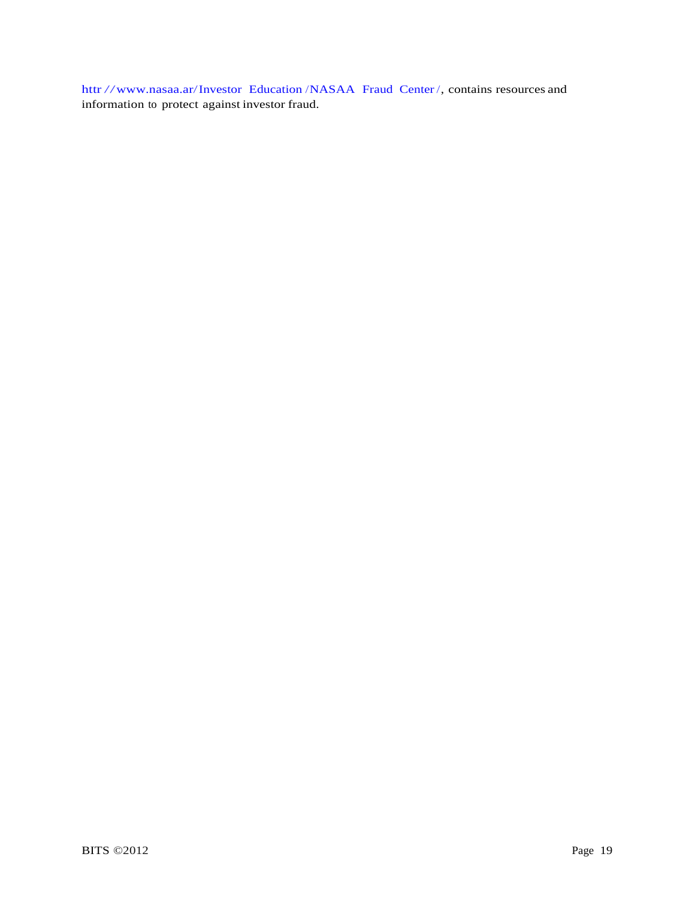httr //www.nasaa.ar/Investor Education /NASAA Fraud Center /, contains resources and information to protect against investor fraud.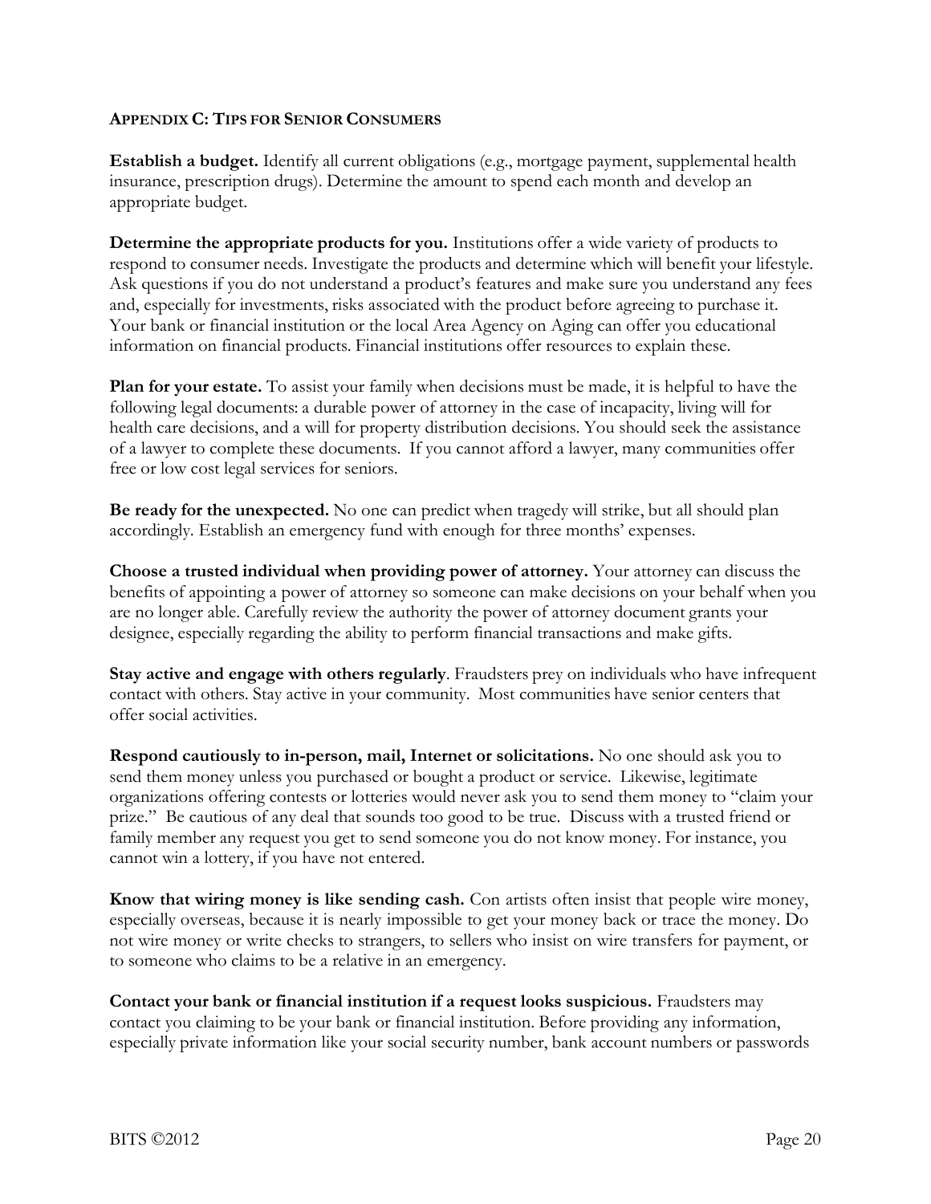## APPENDIX C: TIPS FOR SENIOR CONSUMERS

**Establish a budget.** Identify all current obligations (e.g., mortgage payment, supplemental health insurance, prescription drugs). Determine the amount to spend each month and develop an appropriate budget.

**Determine the appropriate products for you.** Institutions offer a wide variety of products to respond to consumer needs. Investigate the products and determine which will benefit your lifestyle. Ask questions if you do not understand a product's features and make sure you understand any fees and, especially for investments, risks associated with the product before agreeing to purchase it. Your bank or financial institution or the local Area Agency on Aging can offer you educational information on financial products. Financial institutions offer resources to explain these.

**Plan for your estate.** To assist your family when decisions must be made, it is helpful to have the following legal documents: a durable power of attorney in the case of incapacity, living will for health care decisions, and a will for property distribution decisions. You should seek the assistance of a lawyer to complete these documents. If you cannot afford a lawyer, many communities offer free or low cost legal services for seniors.

**Be ready for the unexpected.** No one can predict when tragedy will strike, but all should plan accordingly. Establish an emergency fund with enough for three months' expenses.

**Choose a trusted individual when providing power of attorney.** Your attorney can discuss the benefits of appointing a power of attorney so someone can make decisions on your behalf when you are no longer able. Carefully review the authority the power of attorney document grants your designee, especially regarding the ability to perform financial transactions and make gifts.

**Stay active and engage with others regularly**. Fraudsters prey on individuals who have infrequent contact with others. Stay active in your community. Most communities have senior centers that offer social activities.

**Respond cautiously to in-person, mail, Internet or solicitations.** No one should ask you to send them money unless you purchased or bought a product or service. Likewise, legitimate organizations offering contests or lotteries would never ask you to send them money to "claim your prize." Be cautious of any deal that sounds too good to be true. Discuss with a trusted friend or family member any request you get to send someone you do not know money. For instance, you cannot win a lottery, if you have not entered.

**Know that wiring money is like sending cash.** Con artists often insist that people wire money, especially overseas, because it is nearly impossible to get your money back or trace the money. Do not wire money or write checks to strangers, to sellers who insist on wire transfers for payment, or to someone who claims to be a relative in an emergency.

**Contact your bank or financial institution if a request looks suspicious.** Fraudsters may contact you claiming to be your bank or financial institution. Before providing any information, especially private information like your social security number, bank account numbers or passwords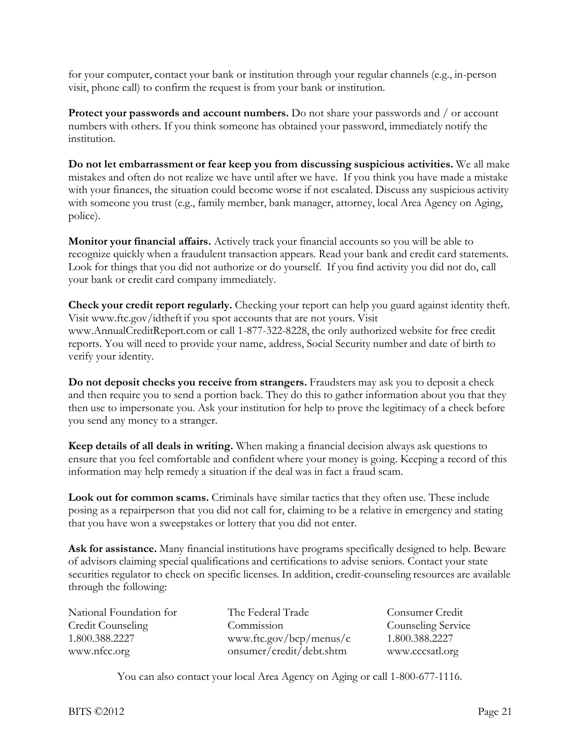for your computer, contact your bank or institution through your regular channels (e.g., in-person visit, phone call) to confirm the request is from your bank or institution.

**Protect your passwords and account numbers.** Do not share your passwords and / or account numbers with others. If you think someone has obtained your password, immediately notify the institution.

**Do not let embarrassment or fear keep you from discussing suspicious activities.** We all make mistakes and often do not realize we have until after we have. If you think you have made a mistake with your finances, the situation could become worse if not escalated. Discuss any suspicious activity with someone you trust (e.g., family member, bank manager, attorney, local Area Agency on Aging, police).

**Monitor your financial affairs.** Actively track your financial accounts so you will be able to recognize quickly when a fraudulent transaction appears. Read your bank and credit card statements. Look for things that you did not authorize or do yourself. If you find activity you did not do, call your bank or credit card company immediately.

**Check your credit report regularly.** Checking your report can help you guard against identity theft. Visit www.ftc.gov/idtheft if you spot accounts that are not yours. Visit www.AnnualCreditReport.com or call 1-877-322-8228, the only authorized website for free credit reports. You will need to provide your name, address, Social Security number and date of birth to verify your identity.

**Do not deposit checks you receive from strangers.** Fraudsters may ask you to deposit a check and then require you to send a portion back. They do this to gather information about you that they then use to impersonate you. Ask your institution for help to prove the legitimacy of a check before you send any money to a stranger.

**Keep details of all deals in writing.** When making a financial decision always ask questions to ensure that you feel comfortable and confident where your money is going. Keeping a record of this information may help remedy a situation if the deal was in fact a fraud scam.

**Look out for common scams.** Criminals have similar tactics that they often use. These include posing as a repairperson that you did not call for, claiming to be a relative in emergency and stating that you have won a sweepstakes or lottery that you did not enter.

**Ask for assistance.** Many financial institutions have programs specifically designed to help. Beware of advisors claiming special qualifications and certifications to advise seniors. Contact your state securities regulator to check on specific licenses. In addition, credit-counseling resources are available through the following:

National Foundation for Credit Counseling
1.800.388.2227
www.nfcc.org

The Federal Trade Commission
www.ftc.gov/bcp/menus/consumer/credit/debt.shtm

Consumer Credit Counseling Service
1.800.388.2227
www.cccsatl.org

You can also contact your local Area Agency on Aging or call 1-800-677-1116.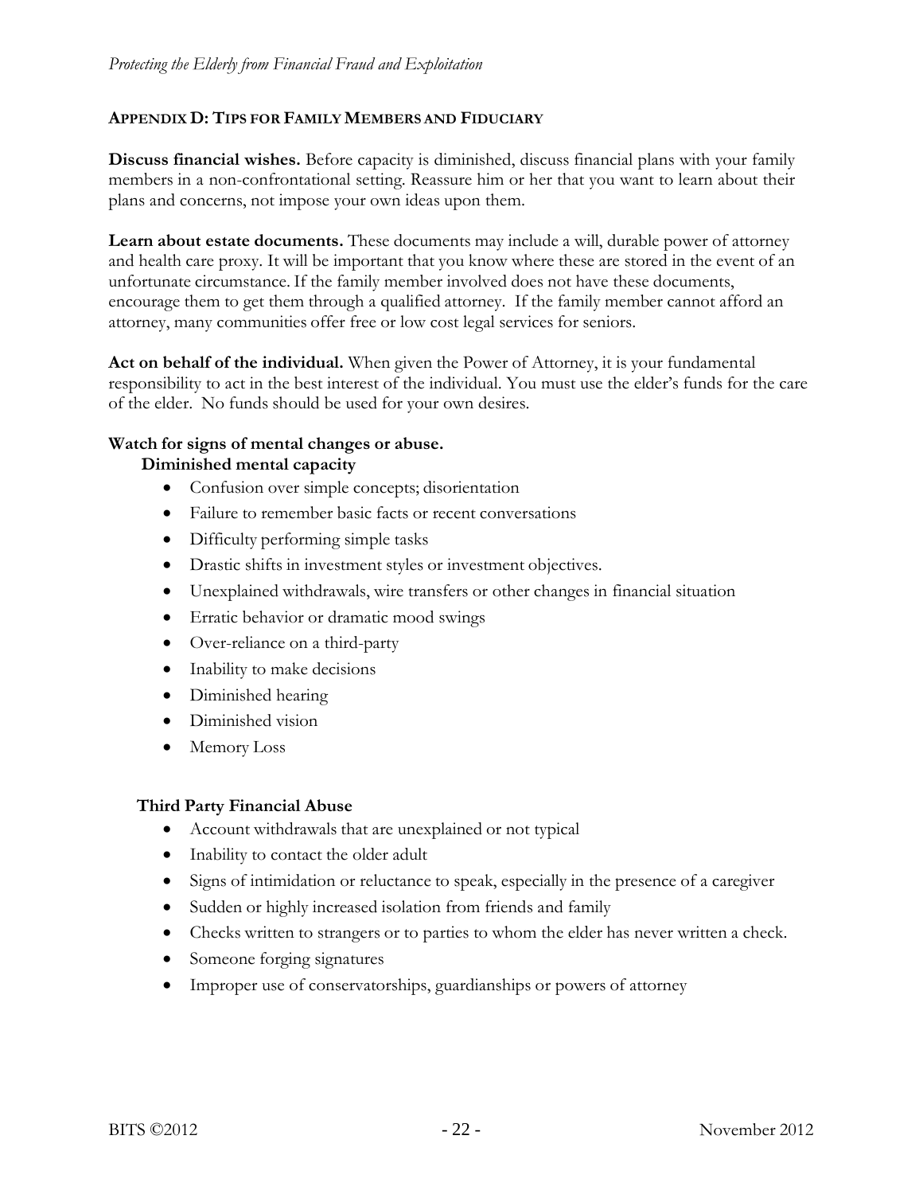## APPENDIX D: TIPS FOR FAMILY MEMBERS AND FIDUCIARY

**Discuss financial wishes.** Before capacity is diminished, discuss financial plans with your family members in a non-confrontational setting. Reassure him or her that you want to learn about their plans and concerns, not impose your own ideas upon them.

**Learn about estate documents.** These documents may include a will, durable power of attorney and health care proxy. It will be important that you know where these are stored in the event of an unfortunate circumstance. If the family member involved does not have these documents, encourage them to get them through a qualified attorney. If the family member cannot afford an attorney, many communities offer free or low cost legal services for seniors.

**Act on behalf of the individual.** When given the Power of Attorney, it is your fundamental responsibility to act in the best interest of the individual. You must use the elder's funds for the care of the elder. No funds should be used for your own desires.

**Watch for signs of mental changes or abuse.**

**Diminished mental capacity**

- Confusion over simple concepts; disorientation
- Failure to remember basic facts or recent conversations
- Difficulty performing simple tasks
- Drastic shifts in investment styles or investment objectives.
- Unexplained withdrawals, wire transfers or other changes in financial situation
- Erratic behavior or dramatic mood swings
- Over-reliance on a third-party
- Inability to make decisions
- Diminished hearing
- Diminished vision
- Memory Loss

**Third Party Financial Abuse**

- Account withdrawals that are unexplained or not typical
- Inability to contact the older adult
- Signs of intimidation or reluctance to speak, especially in the presence of a caregiver
- Sudden or highly increased isolation from friends and family
- Checks written to strangers or to parties to whom the elder has never written a check.
- Someone forging signatures
- Improper use of conservatorships, guardianships or powers of attorney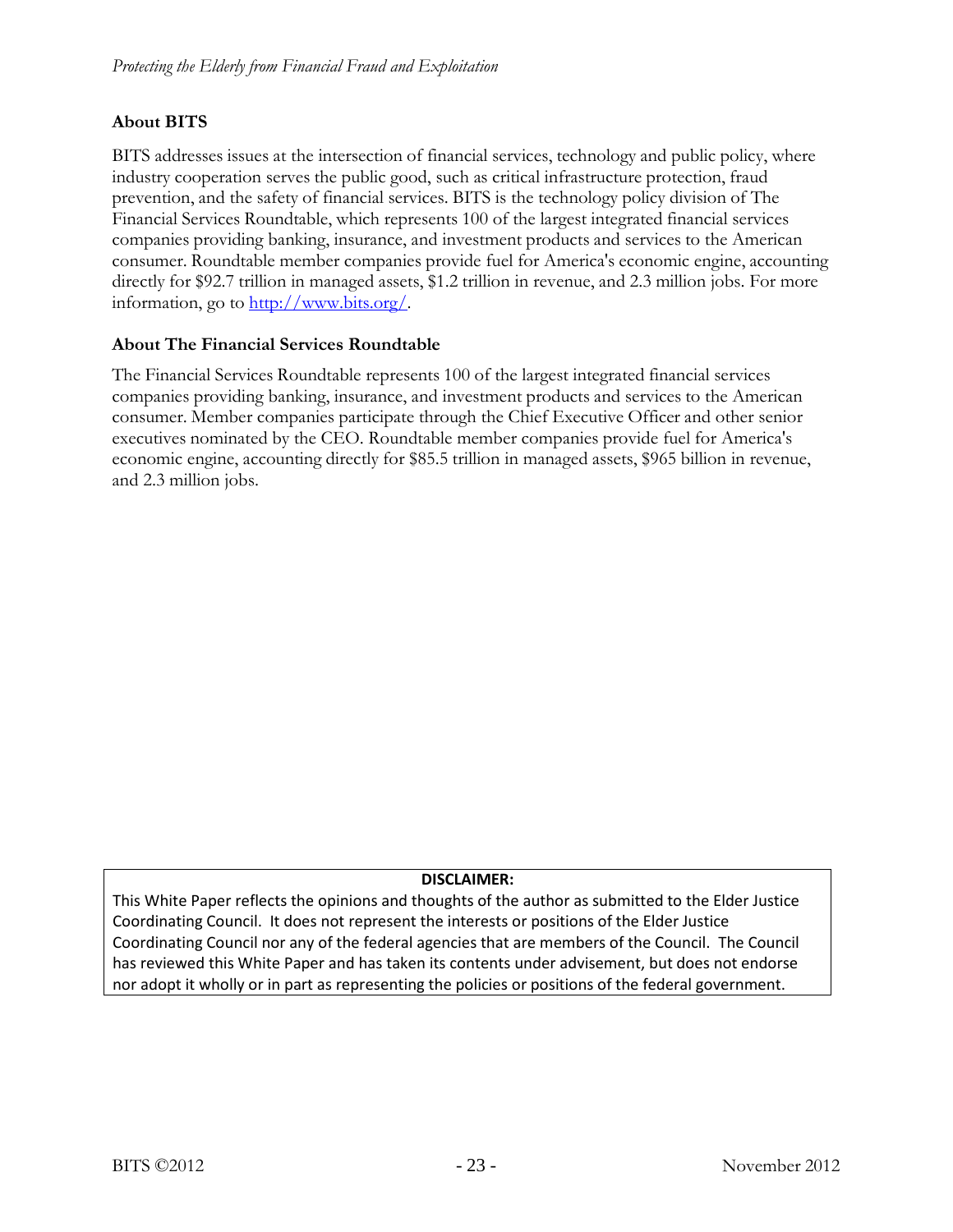### About BITS

BITS addresses issues at the intersection of financial services, technology and public policy, where industry cooperation serves the public good, such as critical infrastructure protection, fraud prevention, and the safety of financial services. BITS is the technology policy division of The Financial Services Roundtable, which represents 100 of the largest integrated financial services companies providing banking, insurance, and investment products and services to the American consumer. Roundtable member companies provide fuel for America's economic engine, accounting directly for $92.7 trillion in managed assets, $1.2 trillion in revenue, and 2.3 million jobs. For more information, go to [http://www.bits.org/](http://www.bits.org/).

### About The Financial Services Roundtable

The Financial Services Roundtable represents 100 of the largest integrated financial services companies providing banking, insurance, and investment products and services to the American consumer. Member companies participate through the Chief Executive Officer and other senior executives nominated by the CEO. Roundtable member companies provide fuel for America's economic engine, accounting directly for $85.5 trillion in managed assets, $965 billion in revenue, and 2.3 million jobs.

**DISCLAIMER:**

This White Paper reflects the opinions and thoughts of the author as submitted to the Elder Justice Coordinating Council. It does not represent the interests or positions of the Elder Justice Coordinating Council nor any of the federal agencies that are members of the Council. The Council has reviewed this White Paper and has taken its contents under advisement, but does not endorse nor adopt it wholly or in part as representing the policies or positions of the federal government.